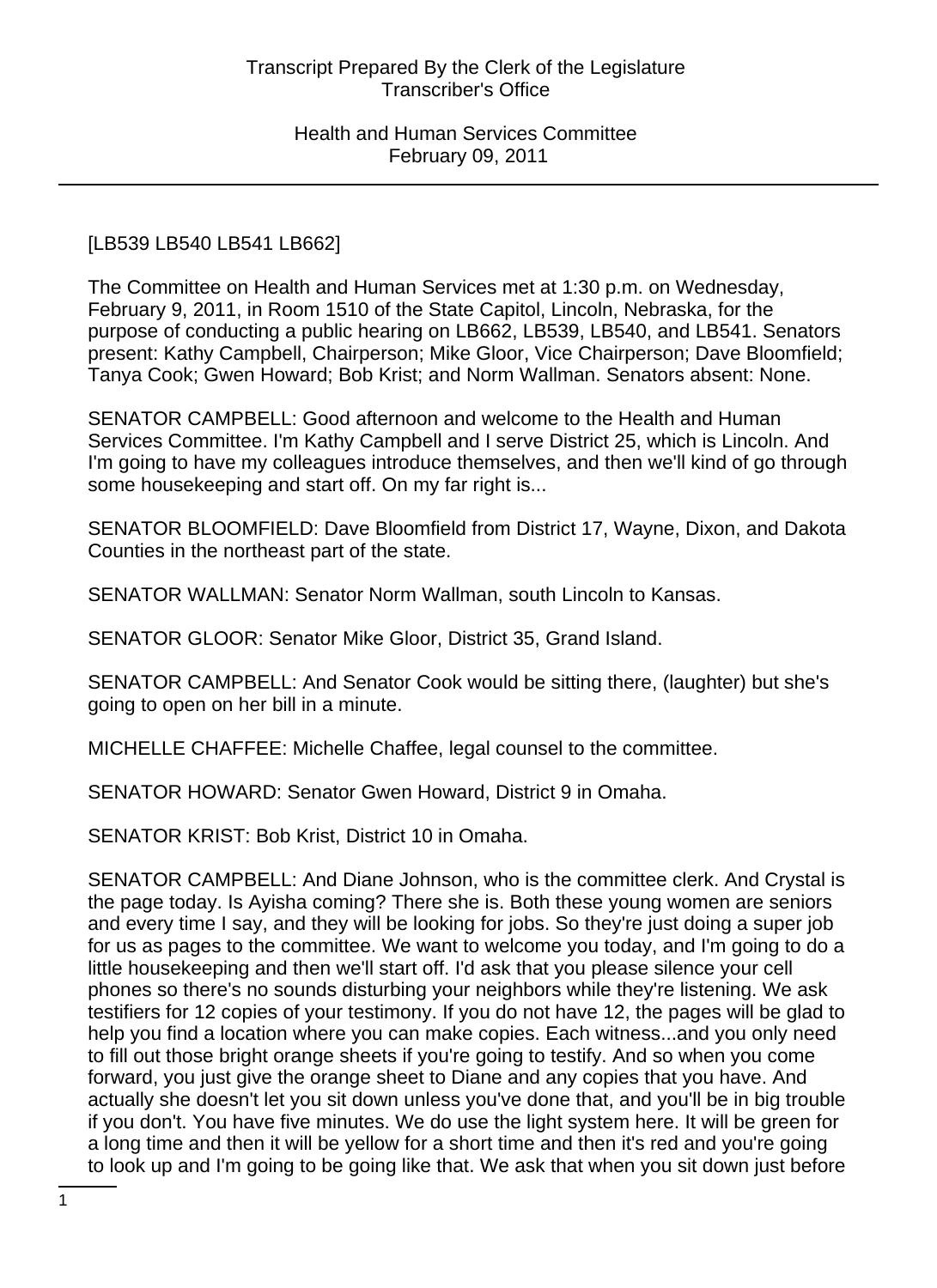[LB539 LB540 LB541 LB662]

The Committee on Health and Human Services met at 1:30 p.m. on Wednesday, February 9, 2011, in Room 1510 of the State Capitol, Lincoln, Nebraska, for the purpose of conducting a public hearing on LB662, LB539, LB540, and LB541. Senators present: Kathy Campbell, Chairperson; Mike Gloor, Vice Chairperson; Dave Bloomfield; Tanya Cook; Gwen Howard; Bob Krist; and Norm Wallman. Senators absent: None.

SENATOR CAMPBELL: Good afternoon and welcome to the Health and Human Services Committee. I'm Kathy Campbell and I serve District 25, which is Lincoln. And I'm going to have my colleagues introduce themselves, and then we'll kind of go through some housekeeping and start off. On my far right is...

SENATOR BLOOMFIELD: Dave Bloomfield from District 17, Wayne, Dixon, and Dakota Counties in the northeast part of the state.

SENATOR WALLMAN: Senator Norm Wallman, south Lincoln to Kansas.

SENATOR GLOOR: Senator Mike Gloor, District 35, Grand Island.

SENATOR CAMPBELL: And Senator Cook would be sitting there, (laughter) but she's going to open on her bill in a minute.

MICHELLE CHAFFEE: Michelle Chaffee, legal counsel to the committee.

SENATOR HOWARD: Senator Gwen Howard, District 9 in Omaha.

SENATOR KRIST: Bob Krist, District 10 in Omaha.

SENATOR CAMPBELL: And Diane Johnson, who is the committee clerk. And Crystal is the page today. Is Ayisha coming? There she is. Both these young women are seniors and every time I say, and they will be looking for jobs. So they're just doing a super job for us as pages to the committee. We want to welcome you today, and I'm going to do a little housekeeping and then we'll start off. I'd ask that you please silence your cell phones so there's no sounds disturbing your neighbors while they're listening. We ask testifiers for 12 copies of your testimony. If you do not have 12, the pages will be glad to help you find a location where you can make copies. Each witness...and you only need to fill out those bright orange sheets if you're going to testify. And so when you come forward, you just give the orange sheet to Diane and any copies that you have. And actually she doesn't let you sit down unless you've done that, and you'll be in big trouble if you don't. You have five minutes. We do use the light system here. It will be green for a long time and then it will be yellow for a short time and then it's red and you're going to look up and I'm going to be going like that. We ask that when you sit down just before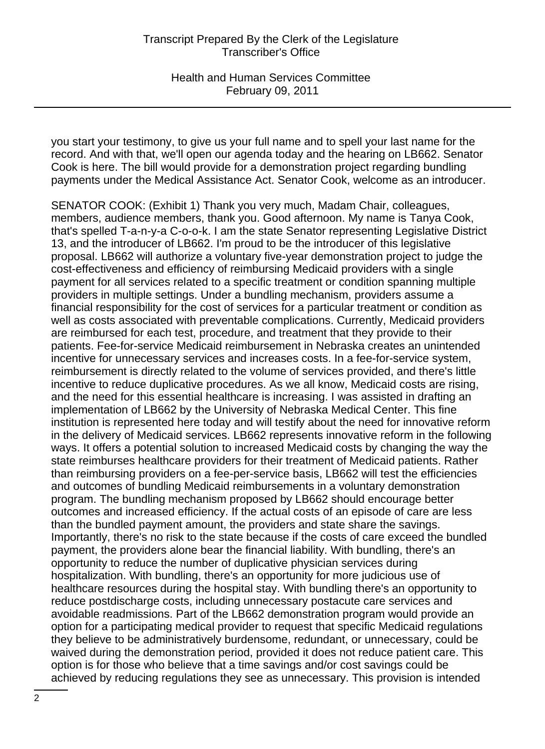you start your testimony, to give us your full name and to spell your last name for the record. And with that, we'll open our agenda today and the hearing on LB662. Senator Cook is here. The bill would provide for a demonstration project regarding bundling payments under the Medical Assistance Act. Senator Cook, welcome as an introducer.

SENATOR COOK: (Exhibit 1) Thank you very much, Madam Chair, colleagues, members, audience members, thank you. Good afternoon. My name is Tanya Cook, that's spelled T-a-n-y-a C-o-o-k. I am the state Senator representing Legislative District 13, and the introducer of LB662. I'm proud to be the introducer of this legislative proposal. LB662 will authorize a voluntary five-year demonstration project to judge the cost-effectiveness and efficiency of reimbursing Medicaid providers with a single payment for all services related to a specific treatment or condition spanning multiple providers in multiple settings. Under a bundling mechanism, providers assume a financial responsibility for the cost of services for a particular treatment or condition as well as costs associated with preventable complications. Currently, Medicaid providers are reimbursed for each test, procedure, and treatment that they provide to their patients. Fee-for-service Medicaid reimbursement in Nebraska creates an unintended incentive for unnecessary services and increases costs. In a fee-for-service system, reimbursement is directly related to the volume of services provided, and there's little incentive to reduce duplicative procedures. As we all know, Medicaid costs are rising, and the need for this essential healthcare is increasing. I was assisted in drafting an implementation of LB662 by the University of Nebraska Medical Center. This fine institution is represented here today and will testify about the need for innovative reform in the delivery of Medicaid services. LB662 represents innovative reform in the following ways. It offers a potential solution to increased Medicaid costs by changing the way the state reimburses healthcare providers for their treatment of Medicaid patients. Rather than reimbursing providers on a fee-per-service basis, LB662 will test the efficiencies and outcomes of bundling Medicaid reimbursements in a voluntary demonstration program. The bundling mechanism proposed by LB662 should encourage better outcomes and increased efficiency. If the actual costs of an episode of care are less than the bundled payment amount, the providers and state share the savings. Importantly, there's no risk to the state because if the costs of care exceed the bundled payment, the providers alone bear the financial liability. With bundling, there's an opportunity to reduce the number of duplicative physician services during hospitalization. With bundling, there's an opportunity for more judicious use of healthcare resources during the hospital stay. With bundling there's an opportunity to reduce postdischarge costs, including unnecessary postacute care services and avoidable readmissions. Part of the LB662 demonstration program would provide an option for a participating medical provider to request that specific Medicaid regulations they believe to be administratively burdensome, redundant, or unnecessary, could be waived during the demonstration period, provided it does not reduce patient care. This option is for those who believe that a time savings and/or cost savings could be achieved by reducing regulations they see as unnecessary. This provision is intended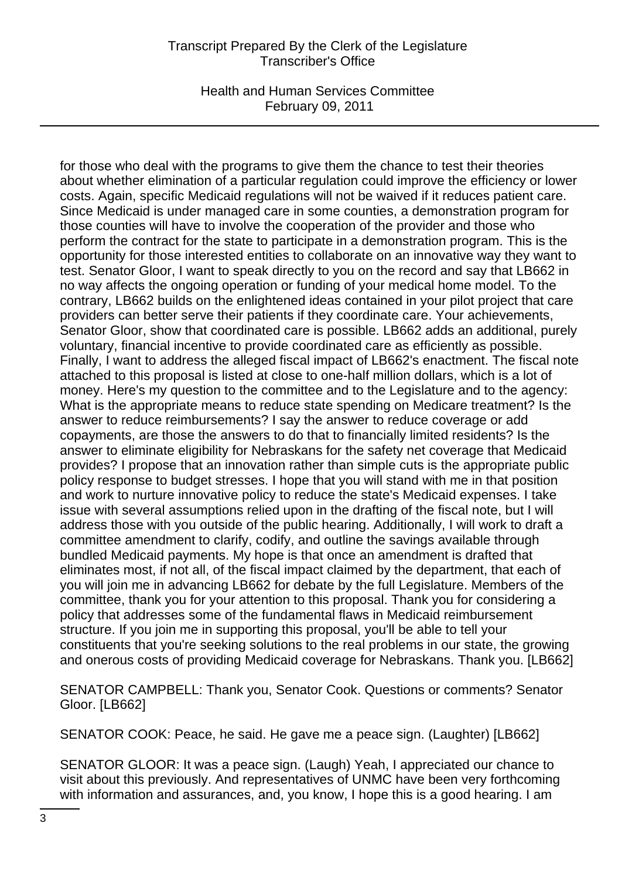for those who deal with the programs to give them the chance to test their theories about whether elimination of a particular regulation could improve the efficiency or lower costs. Again, specific Medicaid regulations will not be waived if it reduces patient care. Since Medicaid is under managed care in some counties, a demonstration program for those counties will have to involve the cooperation of the provider and those who perform the contract for the state to participate in a demonstration program. This is the opportunity for those interested entities to collaborate on an innovative way they want to test. Senator Gloor, I want to speak directly to you on the record and say that LB662 in no way affects the ongoing operation or funding of your medical home model. To the contrary, LB662 builds on the enlightened ideas contained in your pilot project that care providers can better serve their patients if they coordinate care. Your achievements, Senator Gloor, show that coordinated care is possible. LB662 adds an additional, purely voluntary, financial incentive to provide coordinated care as efficiently as possible. Finally, I want to address the alleged fiscal impact of LB662's enactment. The fiscal note attached to this proposal is listed at close to one-half million dollars, which is a lot of money. Here's my question to the committee and to the Legislature and to the agency: What is the appropriate means to reduce state spending on Medicare treatment? Is the answer to reduce reimbursements? I say the answer to reduce coverage or add copayments, are those the answers to do that to financially limited residents? Is the answer to eliminate eligibility for Nebraskans for the safety net coverage that Medicaid provides? I propose that an innovation rather than simple cuts is the appropriate public policy response to budget stresses. I hope that you will stand with me in that position and work to nurture innovative policy to reduce the state's Medicaid expenses. I take issue with several assumptions relied upon in the drafting of the fiscal note, but I will address those with you outside of the public hearing. Additionally, I will work to draft a committee amendment to clarify, codify, and outline the savings available through bundled Medicaid payments. My hope is that once an amendment is drafted that eliminates most, if not all, of the fiscal impact claimed by the department, that each of you will join me in advancing LB662 for debate by the full Legislature. Members of the committee, thank you for your attention to this proposal. Thank you for considering a policy that addresses some of the fundamental flaws in Medicaid reimbursement structure. If you join me in supporting this proposal, you'll be able to tell your constituents that you're seeking solutions to the real problems in our state, the growing and onerous costs of providing Medicaid coverage for Nebraskans. Thank you. [LB662]

SENATOR CAMPBELL: Thank you, Senator Cook. Questions or comments? Senator Gloor. [LB662]

SENATOR COOK: Peace, he said. He gave me a peace sign. (Laughter) [LB662]

SENATOR GLOOR: It was a peace sign. (Laugh) Yeah, I appreciated our chance to visit about this previously. And representatives of UNMC have been very forthcoming with information and assurances, and, you know, I hope this is a good hearing. I am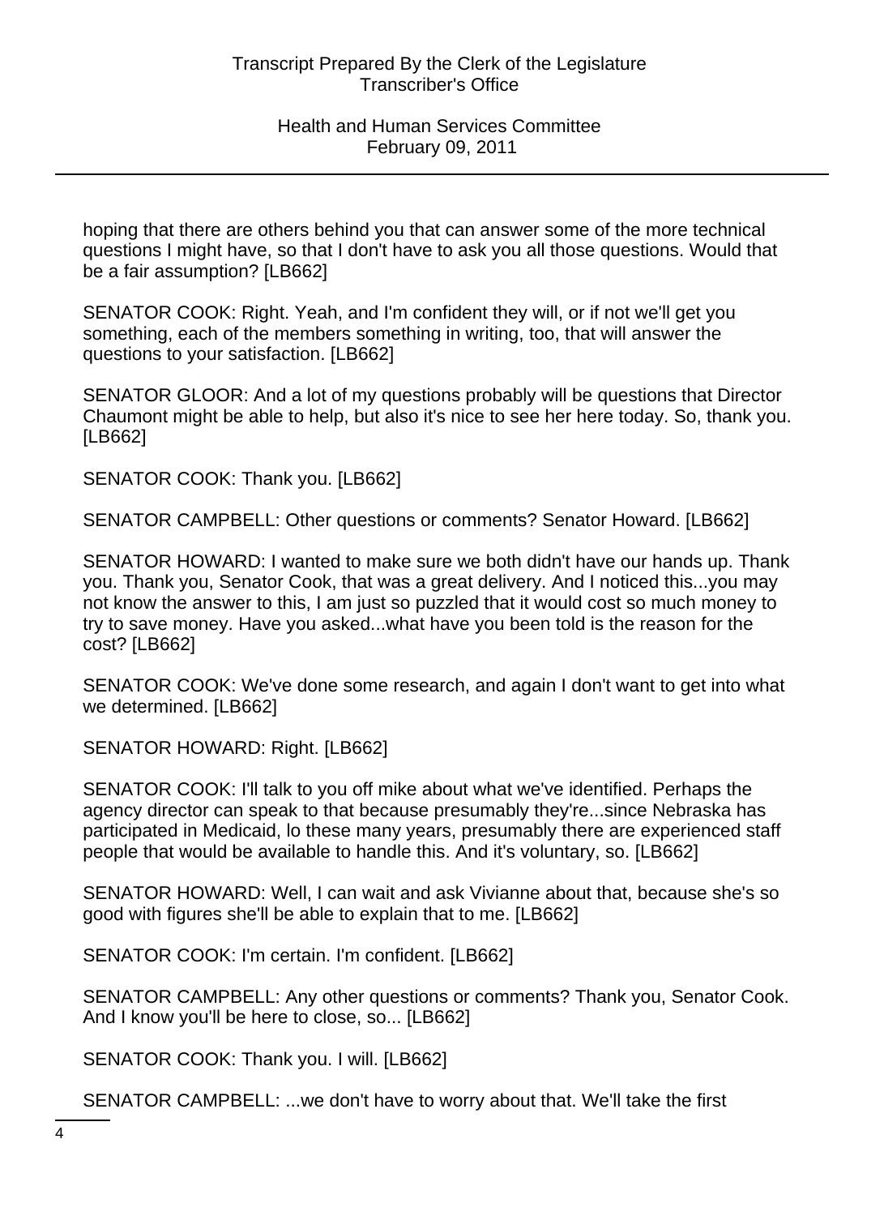hoping that there are others behind you that can answer some of the more technical questions I might have, so that I don't have to ask you all those questions. Would that be a fair assumption? [LB662]

SENATOR COOK: Right. Yeah, and I'm confident they will, or if not we'll get you something, each of the members something in writing, too, that will answer the questions to your satisfaction. [LB662]

SENATOR GLOOR: And a lot of my questions probably will be questions that Director Chaumont might be able to help, but also it's nice to see her here today. So, thank you. [LB662]

SENATOR COOK: Thank you. [LB662]

SENATOR CAMPBELL: Other questions or comments? Senator Howard. [LB662]

SENATOR HOWARD: I wanted to make sure we both didn't have our hands up. Thank you. Thank you, Senator Cook, that was a great delivery. And I noticed this...you may not know the answer to this, I am just so puzzled that it would cost so much money to try to save money. Have you asked...what have you been told is the reason for the cost? [LB662]

SENATOR COOK: We've done some research, and again I don't want to get into what we determined. [LB662]

SENATOR HOWARD: Right. [LB662]

SENATOR COOK: I'll talk to you off mike about what we've identified. Perhaps the agency director can speak to that because presumably they're...since Nebraska has participated in Medicaid, lo these many years, presumably there are experienced staff people that would be available to handle this. And it's voluntary, so. [LB662]

SENATOR HOWARD: Well, I can wait and ask Vivianne about that, because she's so good with figures she'll be able to explain that to me. [LB662]

SENATOR COOK: I'm certain. I'm confident. [LB662]

SENATOR CAMPBELL: Any other questions or comments? Thank you, Senator Cook. And I know you'll be here to close, so... [LB662]

SENATOR COOK: Thank you. I will. [LB662]

SENATOR CAMPBELL: ...we don't have to worry about that. We'll take the first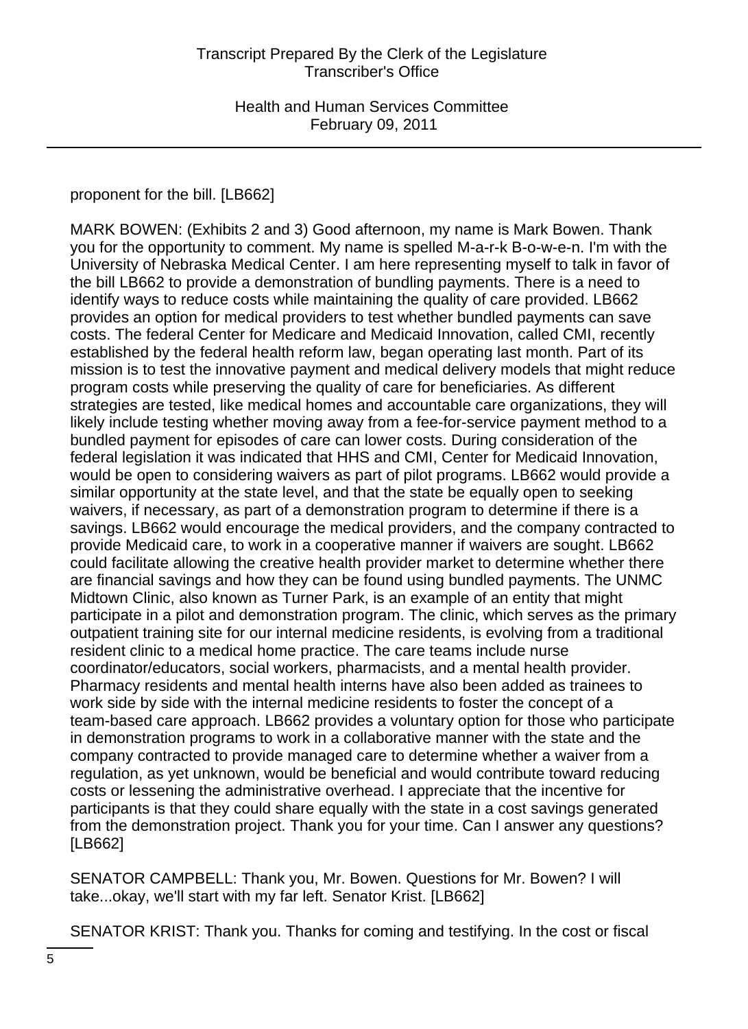proponent for the bill. [LB662]

MARK BOWEN: (Exhibits 2 and 3) Good afternoon, my name is Mark Bowen. Thank you for the opportunity to comment. My name is spelled M-a-r-k B-o-w-e-n. I'm with the University of Nebraska Medical Center. I am here representing myself to talk in favor of the bill LB662 to provide a demonstration of bundling payments. There is a need to identify ways to reduce costs while maintaining the quality of care provided. LB662 provides an option for medical providers to test whether bundled payments can save costs. The federal Center for Medicare and Medicaid Innovation, called CMI, recently established by the federal health reform law, began operating last month. Part of its mission is to test the innovative payment and medical delivery models that might reduce program costs while preserving the quality of care for beneficiaries. As different strategies are tested, like medical homes and accountable care organizations, they will likely include testing whether moving away from a fee-for-service payment method to a bundled payment for episodes of care can lower costs. During consideration of the federal legislation it was indicated that HHS and CMI, Center for Medicaid Innovation, would be open to considering waivers as part of pilot programs. LB662 would provide a similar opportunity at the state level, and that the state be equally open to seeking waivers, if necessary, as part of a demonstration program to determine if there is a savings. LB662 would encourage the medical providers, and the company contracted to provide Medicaid care, to work in a cooperative manner if waivers are sought. LB662 could facilitate allowing the creative health provider market to determine whether there are financial savings and how they can be found using bundled payments. The UNMC Midtown Clinic, also known as Turner Park, is an example of an entity that might participate in a pilot and demonstration program. The clinic, which serves as the primary outpatient training site for our internal medicine residents, is evolving from a traditional resident clinic to a medical home practice. The care teams include nurse coordinator/educators, social workers, pharmacists, and a mental health provider. Pharmacy residents and mental health interns have also been added as trainees to work side by side with the internal medicine residents to foster the concept of a team-based care approach. LB662 provides a voluntary option for those who participate in demonstration programs to work in a collaborative manner with the state and the company contracted to provide managed care to determine whether a waiver from a regulation, as yet unknown, would be beneficial and would contribute toward reducing costs or lessening the administrative overhead. I appreciate that the incentive for participants is that they could share equally with the state in a cost savings generated from the demonstration project. Thank you for your time. Can I answer any questions? [LB662]

SENATOR CAMPBELL: Thank you, Mr. Bowen. Questions for Mr. Bowen? I will take...okay, we'll start with my far left. Senator Krist. [LB662]

SENATOR KRIST: Thank you. Thanks for coming and testifying. In the cost or fiscal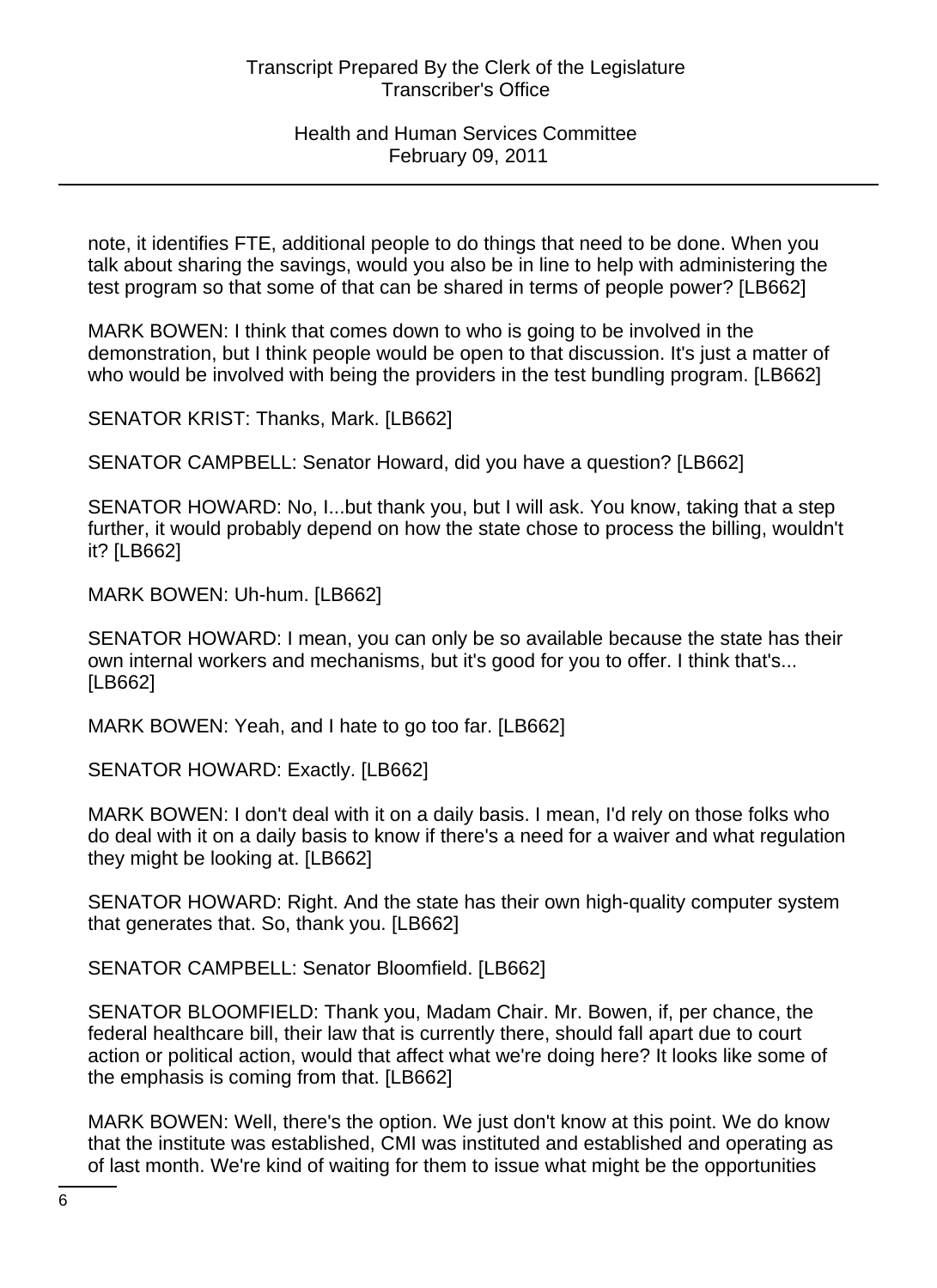note, it identifies FTE, additional people to do things that need to be done. When you talk about sharing the savings, would you also be in line to help with administering the test program so that some of that can be shared in terms of people power? [LB662]

MARK BOWEN: I think that comes down to who is going to be involved in the demonstration, but I think people would be open to that discussion. It's just a matter of who would be involved with being the providers in the test bundling program. [LB662]

SENATOR KRIST: Thanks, Mark. [LB662]

SENATOR CAMPBELL: Senator Howard, did you have a question? [LB662]

SENATOR HOWARD: No, I...but thank you, but I will ask. You know, taking that a step further, it would probably depend on how the state chose to process the billing, wouldn't it? [LB662]

MARK BOWEN: Uh-hum. [LB662]

SENATOR HOWARD: I mean, you can only be so available because the state has their own internal workers and mechanisms, but it's good for you to offer. I think that's... [LB662]

MARK BOWEN: Yeah, and I hate to go too far. [LB662]

SENATOR HOWARD: Exactly. [LB662]

MARK BOWEN: I don't deal with it on a daily basis. I mean, I'd rely on those folks who do deal with it on a daily basis to know if there's a need for a waiver and what regulation they might be looking at. [LB662]

SENATOR HOWARD: Right. And the state has their own high-quality computer system that generates that. So, thank you. [LB662]

SENATOR CAMPBELL: Senator Bloomfield. [LB662]

SENATOR BLOOMFIELD: Thank you, Madam Chair. Mr. Bowen, if, per chance, the federal healthcare bill, their law that is currently there, should fall apart due to court action or political action, would that affect what we're doing here? It looks like some of the emphasis is coming from that. [LB662]

MARK BOWEN: Well, there's the option. We just don't know at this point. We do know that the institute was established, CMI was instituted and established and operating as of last month. We're kind of waiting for them to issue what might be the opportunities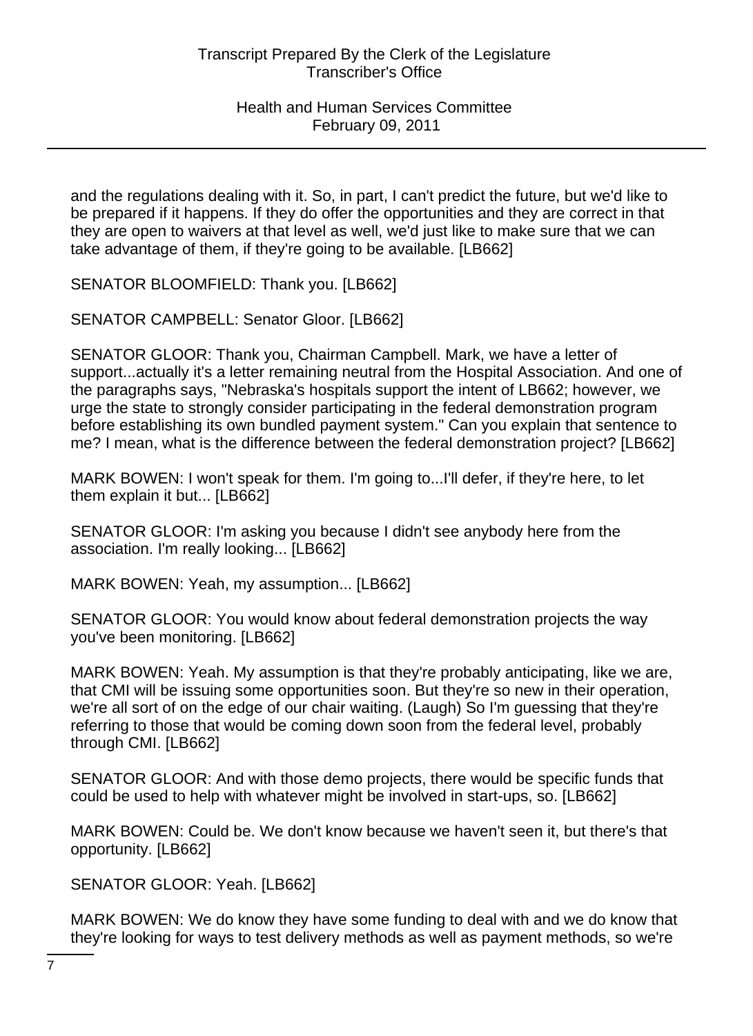and the regulations dealing with it. So, in part, I can't predict the future, but we'd like to be prepared if it happens. If they do offer the opportunities and they are correct in that they are open to waivers at that level as well, we'd just like to make sure that we can take advantage of them, if they're going to be available. [LB662]

SENATOR BLOOMFIELD: Thank you. [LB662]

SENATOR CAMPBELL: Senator Gloor. [LB662]

SENATOR GLOOR: Thank you, Chairman Campbell. Mark, we have a letter of support...actually it's a letter remaining neutral from the Hospital Association. And one of the paragraphs says, "Nebraska's hospitals support the intent of LB662; however, we urge the state to strongly consider participating in the federal demonstration program before establishing its own bundled payment system." Can you explain that sentence to me? I mean, what is the difference between the federal demonstration project? [LB662]

MARK BOWEN: I won't speak for them. I'm going to...I'll defer, if they're here, to let them explain it but... [LB662]

SENATOR GLOOR: I'm asking you because I didn't see anybody here from the association. I'm really looking... [LB662]

MARK BOWEN: Yeah, my assumption... [LB662]

SENATOR GLOOR: You would know about federal demonstration projects the way you've been monitoring. [LB662]

MARK BOWEN: Yeah. My assumption is that they're probably anticipating, like we are, that CMI will be issuing some opportunities soon. But they're so new in their operation, we're all sort of on the edge of our chair waiting. (Laugh) So I'm guessing that they're referring to those that would be coming down soon from the federal level, probably through CMI. [LB662]

SENATOR GLOOR: And with those demo projects, there would be specific funds that could be used to help with whatever might be involved in start-ups, so. [LB662]

MARK BOWEN: Could be. We don't know because we haven't seen it, but there's that opportunity. [LB662]

SENATOR GLOOR: Yeah. [LB662]

MARK BOWEN: We do know they have some funding to deal with and we do know that they're looking for ways to test delivery methods as well as payment methods, so we're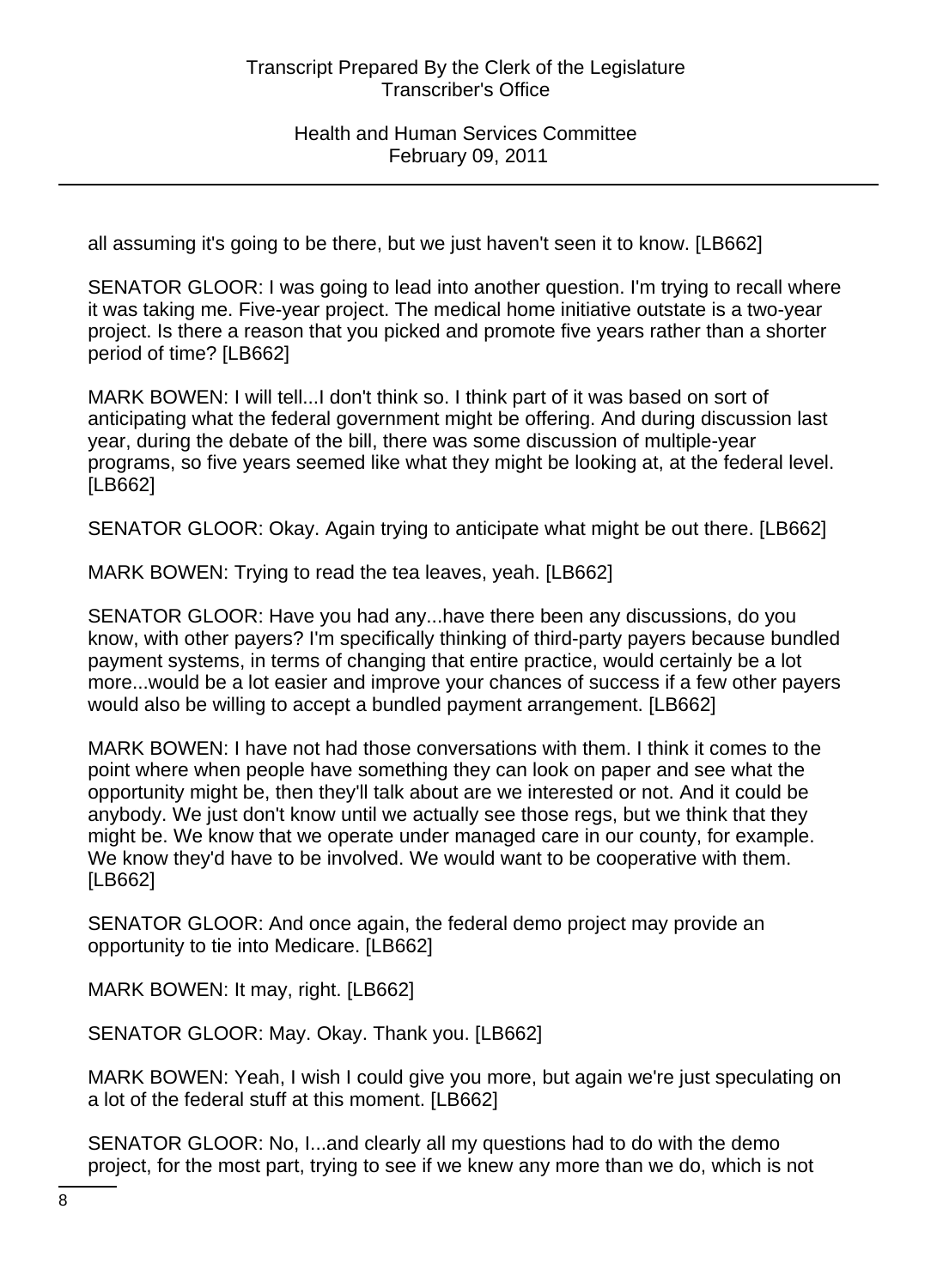all assuming it's going to be there, but we just haven't seen it to know. [LB662]

SENATOR GLOOR: I was going to lead into another question. I'm trying to recall where it was taking me. Five-year project. The medical home initiative outstate is a two-year project. Is there a reason that you picked and promote five years rather than a shorter period of time? [LB662]

MARK BOWEN: I will tell...I don't think so. I think part of it was based on sort of anticipating what the federal government might be offering. And during discussion last year, during the debate of the bill, there was some discussion of multiple-year programs, so five years seemed like what they might be looking at, at the federal level. [LB662]

SENATOR GLOOR: Okay. Again trying to anticipate what might be out there. [LB662]

MARK BOWEN: Trying to read the tea leaves, yeah. [LB662]

SENATOR GLOOR: Have you had any...have there been any discussions, do you know, with other payers? I'm specifically thinking of third-party payers because bundled payment systems, in terms of changing that entire practice, would certainly be a lot more...would be a lot easier and improve your chances of success if a few other payers would also be willing to accept a bundled payment arrangement. [LB662]

MARK BOWEN: I have not had those conversations with them. I think it comes to the point where when people have something they can look on paper and see what the opportunity might be, then they'll talk about are we interested or not. And it could be anybody. We just don't know until we actually see those regs, but we think that they might be. We know that we operate under managed care in our county, for example. We know they'd have to be involved. We would want to be cooperative with them. [LB662]

SENATOR GLOOR: And once again, the federal demo project may provide an opportunity to tie into Medicare. [LB662]

MARK BOWEN: It may, right. [LB662]

SENATOR GLOOR: May. Okay. Thank you. [LB662]

MARK BOWEN: Yeah, I wish I could give you more, but again we're just speculating on a lot of the federal stuff at this moment. [LB662]

SENATOR GLOOR: No, I...and clearly all my questions had to do with the demo project, for the most part, trying to see if we knew any more than we do, which is not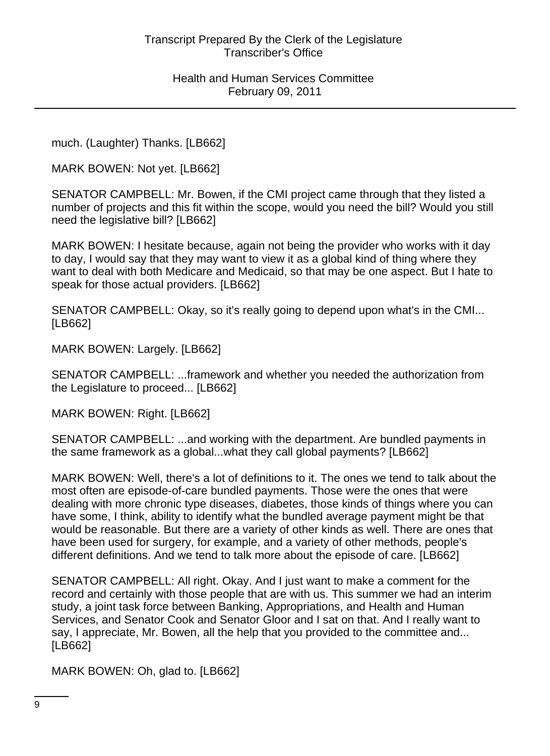much. (Laughter) Thanks. [LB662]

MARK BOWEN: Not yet. [LB662]

SENATOR CAMPBELL: Mr. Bowen, if the CMI project came through that they listed a number of projects and this fit within the scope, would you need the bill? Would you still need the legislative bill? [LB662]

MARK BOWEN: I hesitate because, again not being the provider who works with it day to day, I would say that they may want to view it as a global kind of thing where they want to deal with both Medicare and Medicaid, so that may be one aspect. But I hate to speak for those actual providers. [LB662]

SENATOR CAMPBELL: Okay, so it's really going to depend upon what's in the CMI... [LB662]

MARK BOWEN: Largely. [LB662]

SENATOR CAMPBELL: ...framework and whether you needed the authorization from the Legislature to proceed... [LB662]

MARK BOWEN: Right. [LB662]

SENATOR CAMPBELL: ...and working with the department. Are bundled payments in the same framework as a global...what they call global payments? [LB662]

MARK BOWEN: Well, there's a lot of definitions to it. The ones we tend to talk about the most often are episode-of-care bundled payments. Those were the ones that were dealing with more chronic type diseases, diabetes, those kinds of things where you can have some, I think, ability to identify what the bundled average payment might be that would be reasonable. But there are a variety of other kinds as well. There are ones that have been used for surgery, for example, and a variety of other methods, people's different definitions. And we tend to talk more about the episode of care. [LB662]

SENATOR CAMPBELL: All right. Okay. And I just want to make a comment for the record and certainly with those people that are with us. This summer we had an interim study, a joint task force between Banking, Appropriations, and Health and Human Services, and Senator Cook and Senator Gloor and I sat on that. And I really want to say, I appreciate, Mr. Bowen, all the help that you provided to the committee and... [LB662]

MARK BOWEN: Oh, glad to. [LB662]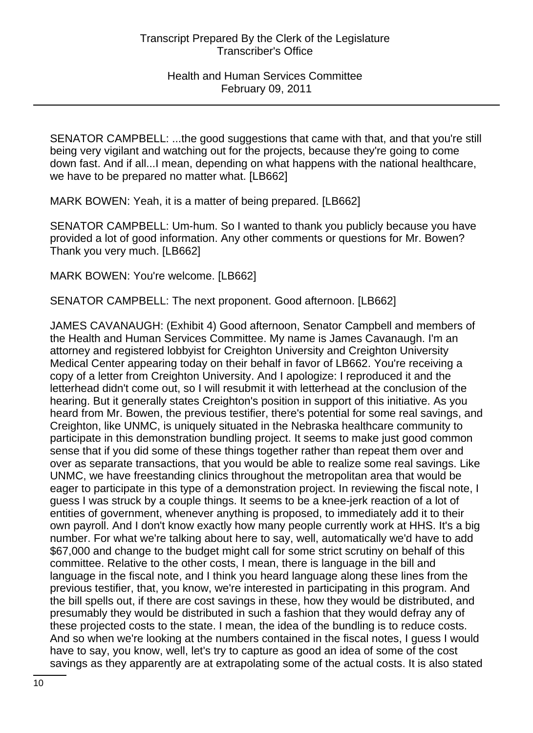SENATOR CAMPBELL: ...the good suggestions that came with that, and that you're still being very vigilant and watching out for the projects, because they're going to come down fast. And if all...I mean, depending on what happens with the national healthcare, we have to be prepared no matter what. [LB662]

MARK BOWEN: Yeah, it is a matter of being prepared. [LB662]

SENATOR CAMPBELL: Um-hum. So I wanted to thank you publicly because you have provided a lot of good information. Any other comments or questions for Mr. Bowen? Thank you very much. [LB662]

MARK BOWEN: You're welcome. [LB662]

SENATOR CAMPBELL: The next proponent. Good afternoon. [LB662]

JAMES CAVANAUGH: (Exhibit 4) Good afternoon, Senator Campbell and members of the Health and Human Services Committee. My name is James Cavanaugh. I'm an attorney and registered lobbyist for Creighton University and Creighton University Medical Center appearing today on their behalf in favor of LB662. You're receiving a copy of a letter from Creighton University. And I apologize: I reproduced it and the letterhead didn't come out, so I will resubmit it with letterhead at the conclusion of the hearing. But it generally states Creighton's position in support of this initiative. As you heard from Mr. Bowen, the previous testifier, there's potential for some real savings, and Creighton, like UNMC, is uniquely situated in the Nebraska healthcare community to participate in this demonstration bundling project. It seems to make just good common sense that if you did some of these things together rather than repeat them over and over as separate transactions, that you would be able to realize some real savings. Like UNMC, we have freestanding clinics throughout the metropolitan area that would be eager to participate in this type of a demonstration project. In reviewing the fiscal note, I guess I was struck by a couple things. It seems to be a knee-jerk reaction of a lot of entities of government, whenever anything is proposed, to immediately add it to their own payroll. And I don't know exactly how many people currently work at HHS. It's a big number. For what we're talking about here to say, well, automatically we'd have to add $67,000 and change to the budget might call for some strict scrutiny on behalf of this committee. Relative to the other costs, I mean, there is language in the bill and language in the fiscal note, and I think you heard language along these lines from the previous testifier, that, you know, we're interested in participating in this program. And the bill spells out, if there are cost savings in these, how they would be distributed, and presumably they would be distributed in such a fashion that they would defray any of these projected costs to the state. I mean, the idea of the bundling is to reduce costs. And so when we're looking at the numbers contained in the fiscal notes, I guess I would have to say, you know, well, let's try to capture as good an idea of some of the cost savings as they apparently are at extrapolating some of the actual costs. It is also stated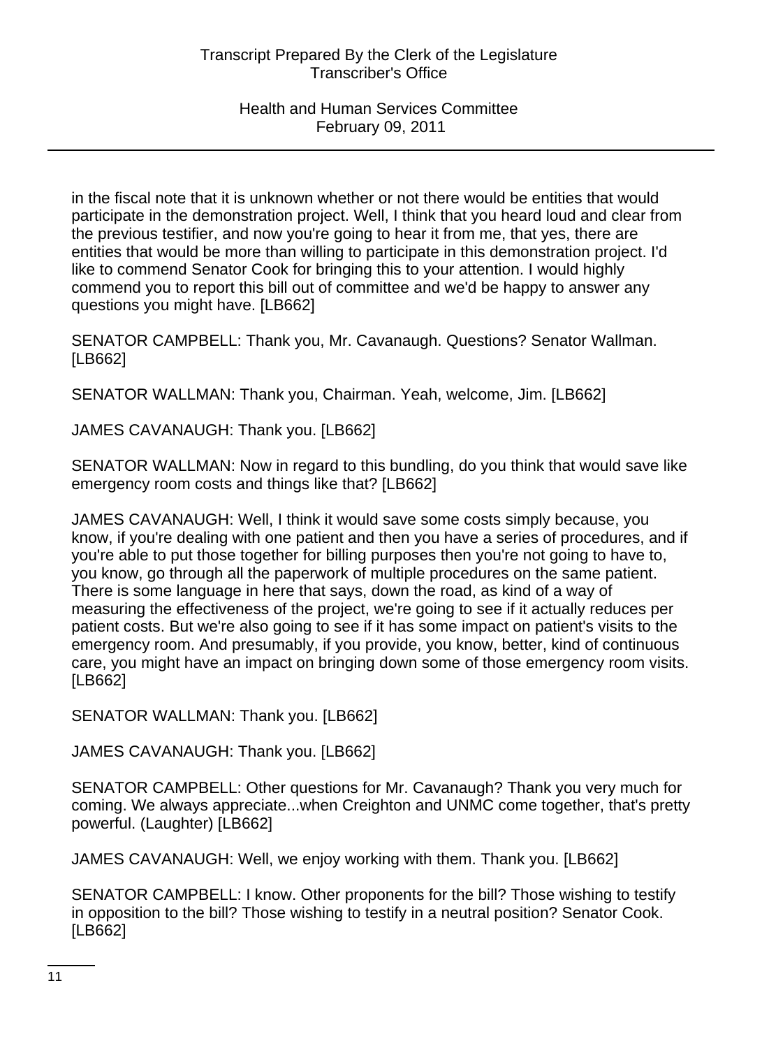in the fiscal note that it is unknown whether or not there would be entities that would participate in the demonstration project. Well, I think that you heard loud and clear from the previous testifier, and now you're going to hear it from me, that yes, there are entities that would be more than willing to participate in this demonstration project. I'd like to commend Senator Cook for bringing this to your attention. I would highly commend you to report this bill out of committee and we'd be happy to answer any questions you might have. [LB662]

SENATOR CAMPBELL: Thank you, Mr. Cavanaugh. Questions? Senator Wallman. [LB662]

SENATOR WALLMAN: Thank you, Chairman. Yeah, welcome, Jim. [LB662]

JAMES CAVANAUGH: Thank you. [LB662]

SENATOR WALLMAN: Now in regard to this bundling, do you think that would save like emergency room costs and things like that? [LB662]

JAMES CAVANAUGH: Well, I think it would save some costs simply because, you know, if you're dealing with one patient and then you have a series of procedures, and if you're able to put those together for billing purposes then you're not going to have to, you know, go through all the paperwork of multiple procedures on the same patient. There is some language in here that says, down the road, as kind of a way of measuring the effectiveness of the project, we're going to see if it actually reduces per patient costs. But we're also going to see if it has some impact on patient's visits to the emergency room. And presumably, if you provide, you know, better, kind of continuous care, you might have an impact on bringing down some of those emergency room visits. [LB662]

SENATOR WALLMAN: Thank you. [LB662]

JAMES CAVANAUGH: Thank you. [LB662]

SENATOR CAMPBELL: Other questions for Mr. Cavanaugh? Thank you very much for coming. We always appreciate...when Creighton and UNMC come together, that's pretty powerful. (Laughter) [LB662]

JAMES CAVANAUGH: Well, we enjoy working with them. Thank you. [LB662]

SENATOR CAMPBELL: I know. Other proponents for the bill? Those wishing to testify in opposition to the bill? Those wishing to testify in a neutral position? Senator Cook. [LB662]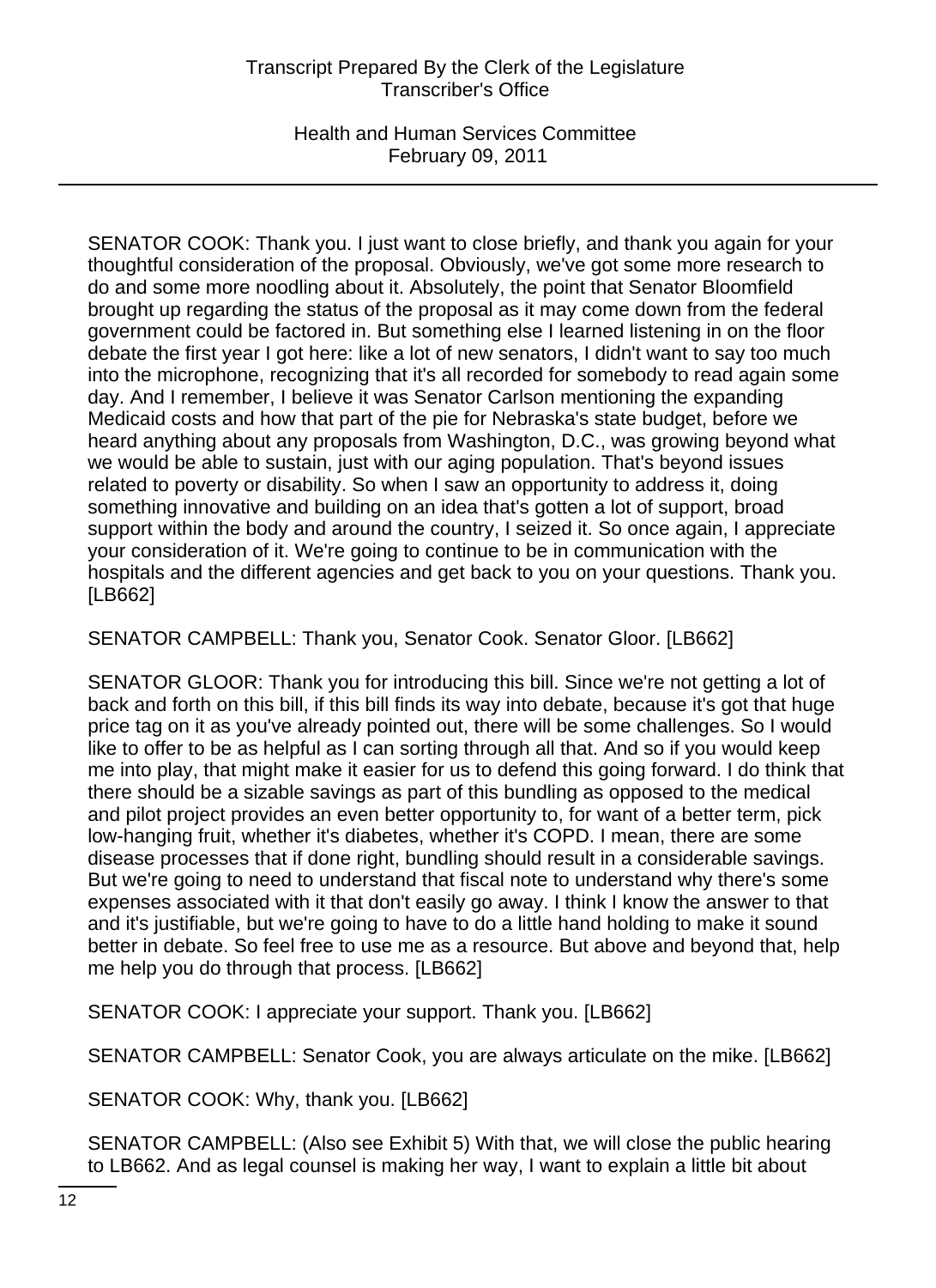SENATOR COOK: Thank you. I just want to close briefly, and thank you again for your thoughtful consideration of the proposal. Obviously, we've got some more research to do and some more noodling about it. Absolutely, the point that Senator Bloomfield brought up regarding the status of the proposal as it may come down from the federal government could be factored in. But something else I learned listening in on the floor debate the first year I got here: like a lot of new senators, I didn't want to say too much into the microphone, recognizing that it's all recorded for somebody to read again some day. And I remember, I believe it was Senator Carlson mentioning the expanding Medicaid costs and how that part of the pie for Nebraska's state budget, before we heard anything about any proposals from Washington, D.C., was growing beyond what we would be able to sustain, just with our aging population. That's beyond issues related to poverty or disability. So when I saw an opportunity to address it, doing something innovative and building on an idea that's gotten a lot of support, broad support within the body and around the country, I seized it. So once again, I appreciate your consideration of it. We're going to continue to be in communication with the hospitals and the different agencies and get back to you on your questions. Thank you. [LB662]

SENATOR CAMPBELL: Thank you, Senator Cook. Senator Gloor. [LB662]

SENATOR GLOOR: Thank you for introducing this bill. Since we're not getting a lot of back and forth on this bill, if this bill finds its way into debate, because it's got that huge price tag on it as you've already pointed out, there will be some challenges. So I would like to offer to be as helpful as I can sorting through all that. And so if you would keep me into play, that might make it easier for us to defend this going forward. I do think that there should be a sizable savings as part of this bundling as opposed to the medical and pilot project provides an even better opportunity to, for want of a better term, pick low-hanging fruit, whether it's diabetes, whether it's COPD. I mean, there are some disease processes that if done right, bundling should result in a considerable savings. But we're going to need to understand that fiscal note to understand why there's some expenses associated with it that don't easily go away. I think I know the answer to that and it's justifiable, but we're going to have to do a little hand holding to make it sound better in debate. So feel free to use me as a resource. But above and beyond that, help me help you do through that process. [LB662]

SENATOR COOK: I appreciate your support. Thank you. [LB662]

SENATOR CAMPBELL: Senator Cook, you are always articulate on the mike. [LB662]

SENATOR COOK: Why, thank you. [LB662]

SENATOR CAMPBELL: (Also see Exhibit 5) With that, we will close the public hearing to LB662. And as legal counsel is making her way, I want to explain a little bit about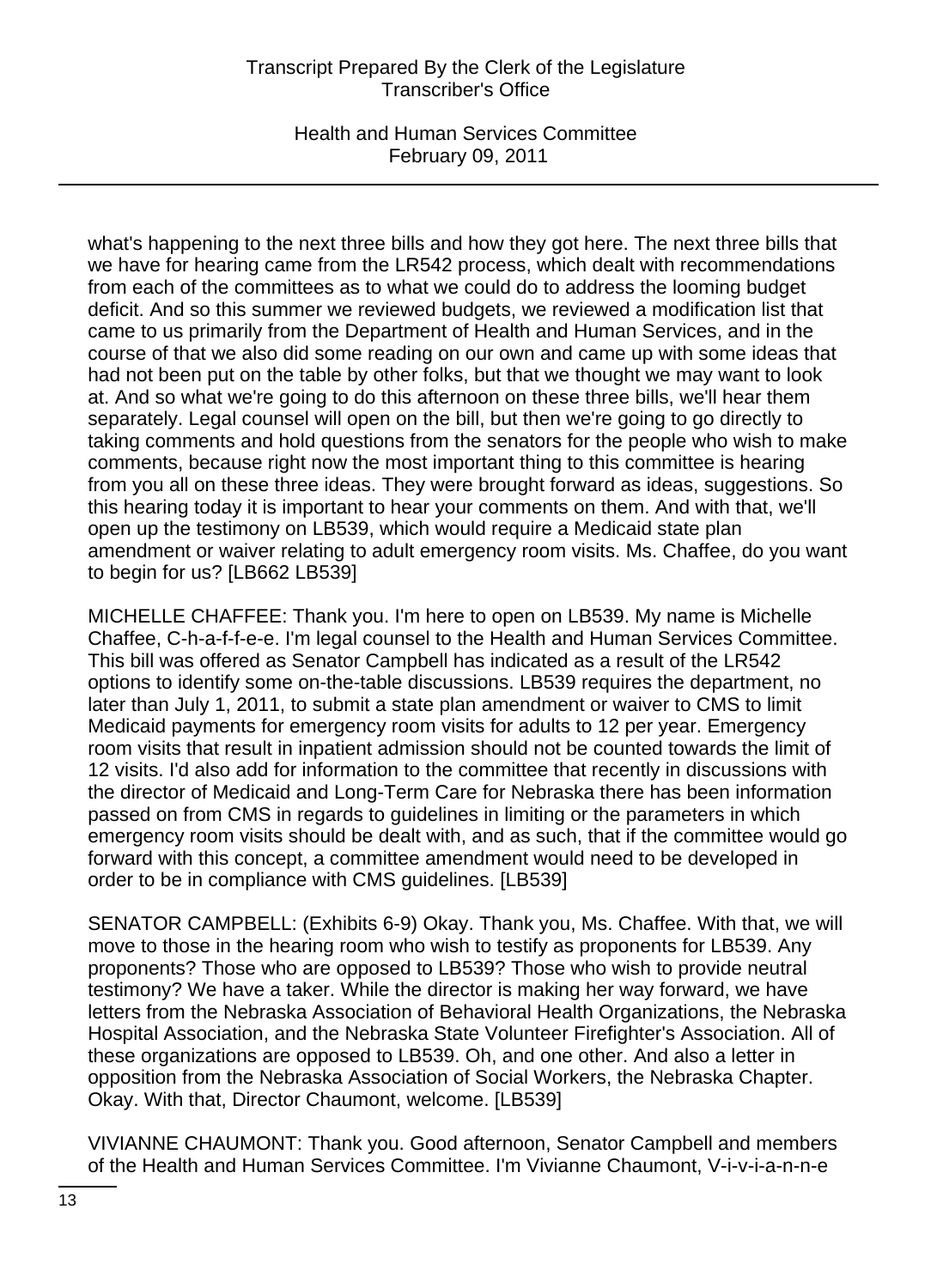what's happening to the next three bills and how they got here. The next three bills that we have for hearing came from the LR542 process, which dealt with recommendations from each of the committees as to what we could do to address the looming budget deficit. And so this summer we reviewed budgets, we reviewed a modification list that came to us primarily from the Department of Health and Human Services, and in the course of that we also did some reading on our own and came up with some ideas that had not been put on the table by other folks, but that we thought we may want to look at. And so what we're going to do this afternoon on these three bills, we'll hear them separately. Legal counsel will open on the bill, but then we're going to go directly to taking comments and hold questions from the senators for the people who wish to make comments, because right now the most important thing to this committee is hearing from you all on these three ideas. They were brought forward as ideas, suggestions. So this hearing today it is important to hear your comments on them. And with that, we'll open up the testimony on LB539, which would require a Medicaid state plan amendment or waiver relating to adult emergency room visits. Ms. Chaffee, do you want to begin for us? [LB662 LB539]

MICHELLE CHAFFEE: Thank you. I'm here to open on LB539. My name is Michelle Chaffee, C-h-a-f-f-e-e. I'm legal counsel to the Health and Human Services Committee. This bill was offered as Senator Campbell has indicated as a result of the LR542 options to identify some on-the-table discussions. LB539 requires the department, no later than July 1, 2011, to submit a state plan amendment or waiver to CMS to limit Medicaid payments for emergency room visits for adults to 12 per year. Emergency room visits that result in inpatient admission should not be counted towards the limit of 12 visits. I'd also add for information to the committee that recently in discussions with the director of Medicaid and Long-Term Care for Nebraska there has been information passed on from CMS in regards to guidelines in limiting or the parameters in which emergency room visits should be dealt with, and as such, that if the committee would go forward with this concept, a committee amendment would need to be developed in order to be in compliance with CMS guidelines. [LB539]

SENATOR CAMPBELL: (Exhibits 6-9) Okay. Thank you, Ms. Chaffee. With that, we will move to those in the hearing room who wish to testify as proponents for LB539. Any proponents? Those who are opposed to LB539? Those who wish to provide neutral testimony? We have a taker. While the director is making her way forward, we have letters from the Nebraska Association of Behavioral Health Organizations, the Nebraska Hospital Association, and the Nebraska State Volunteer Firefighter's Association. All of these organizations are opposed to LB539. Oh, and one other. And also a letter in opposition from the Nebraska Association of Social Workers, the Nebraska Chapter. Okay. With that, Director Chaumont, welcome. [LB539]

VIVIANNE CHAUMONT: Thank you. Good afternoon, Senator Campbell and members of the Health and Human Services Committee. I'm Vivianne Chaumont, V-i-v-i-a-n-n-e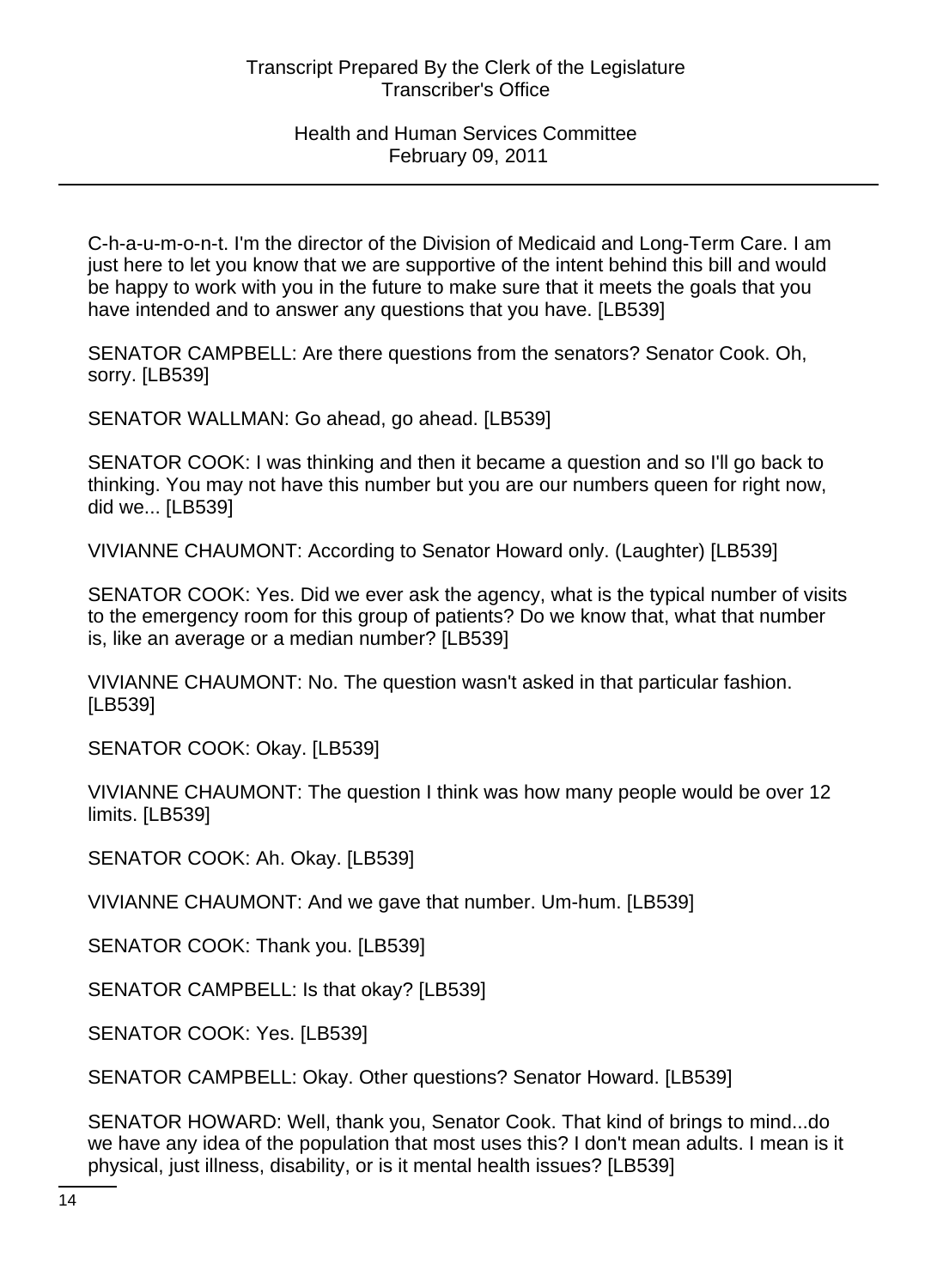C-h-a-u-m-o-n-t. I'm the director of the Division of Medicaid and Long-Term Care. I am just here to let you know that we are supportive of the intent behind this bill and would be happy to work with you in the future to make sure that it meets the goals that you have intended and to answer any questions that you have. [LB539]

SENATOR CAMPBELL: Are there questions from the senators? Senator Cook. Oh, sorry. [LB539]

SENATOR WALLMAN: Go ahead, go ahead. [LB539]

SENATOR COOK: I was thinking and then it became a question and so I'll go back to thinking. You may not have this number but you are our numbers queen for right now, did we... [LB539]

VIVIANNE CHAUMONT: According to Senator Howard only. (Laughter) [LB539]

SENATOR COOK: Yes. Did we ever ask the agency, what is the typical number of visits to the emergency room for this group of patients? Do we know that, what that number is, like an average or a median number? [LB539]

VIVIANNE CHAUMONT: No. The question wasn't asked in that particular fashion. [LB539]

SENATOR COOK: Okay. [LB539]

VIVIANNE CHAUMONT: The question I think was how many people would be over 12 limits. [LB539]

SENATOR COOK: Ah. Okay. [LB539]

VIVIANNE CHAUMONT: And we gave that number. Um-hum. [LB539]

SENATOR COOK: Thank you. [LB539]

SENATOR CAMPBELL: Is that okay? [LB539]

SENATOR COOK: Yes. [LB539]

SENATOR CAMPBELL: Okay. Other questions? Senator Howard. [LB539]

SENATOR HOWARD: Well, thank you, Senator Cook. That kind of brings to mind...do we have any idea of the population that most uses this? I don't mean adults. I mean is it physical, just illness, disability, or is it mental health issues? [LB539]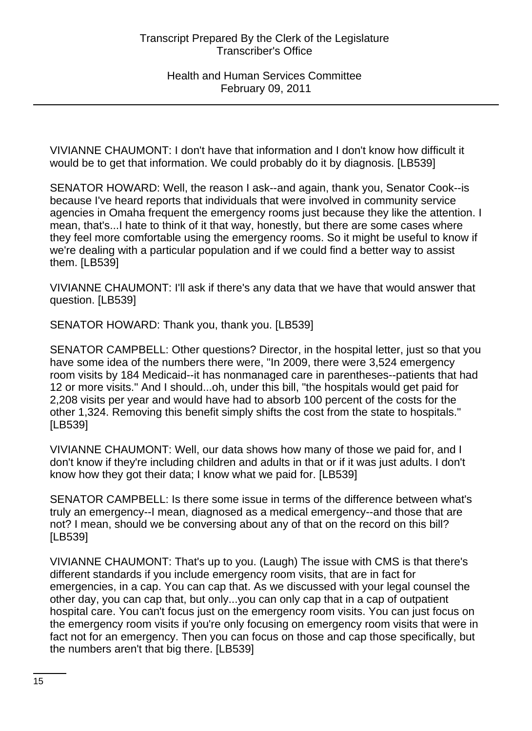VIVIANNE CHAUMONT: I don't have that information and I don't know how difficult it would be to get that information. We could probably do it by diagnosis. [LB539]

SENATOR HOWARD: Well, the reason I ask--and again, thank you, Senator Cook--is because I've heard reports that individuals that were involved in community service agencies in Omaha frequent the emergency rooms just because they like the attention. I mean, that's...I hate to think of it that way, honestly, but there are some cases where they feel more comfortable using the emergency rooms. So it might be useful to know if we're dealing with a particular population and if we could find a better way to assist them. [LB539]

VIVIANNE CHAUMONT: I'll ask if there's any data that we have that would answer that question. [LB539]

SENATOR HOWARD: Thank you, thank you. [LB539]

SENATOR CAMPBELL: Other questions? Director, in the hospital letter, just so that you have some idea of the numbers there were, "In 2009, there were 3,524 emergency room visits by 184 Medicaid--it has nonmanaged care in parentheses--patients that had 12 or more visits." And I should...oh, under this bill, "the hospitals would get paid for 2,208 visits per year and would have had to absorb 100 percent of the costs for the other 1,324. Removing this benefit simply shifts the cost from the state to hospitals." [LB539]

VIVIANNE CHAUMONT: Well, our data shows how many of those we paid for, and I don't know if they're including children and adults in that or if it was just adults. I don't know how they got their data; I know what we paid for. [LB539]

SENATOR CAMPBELL: Is there some issue in terms of the difference between what's truly an emergency--I mean, diagnosed as a medical emergency--and those that are not? I mean, should we be conversing about any of that on the record on this bill? [LB539]

VIVIANNE CHAUMONT: That's up to you. (Laugh) The issue with CMS is that there's different standards if you include emergency room visits, that are in fact for emergencies, in a cap. You can cap that. As we discussed with your legal counsel the other day, you can cap that, but only...you can only cap that in a cap of outpatient hospital care. You can't focus just on the emergency room visits. You can just focus on the emergency room visits if you're only focusing on emergency room visits that were in fact not for an emergency. Then you can focus on those and cap those specifically, but the numbers aren't that big there. [LB539]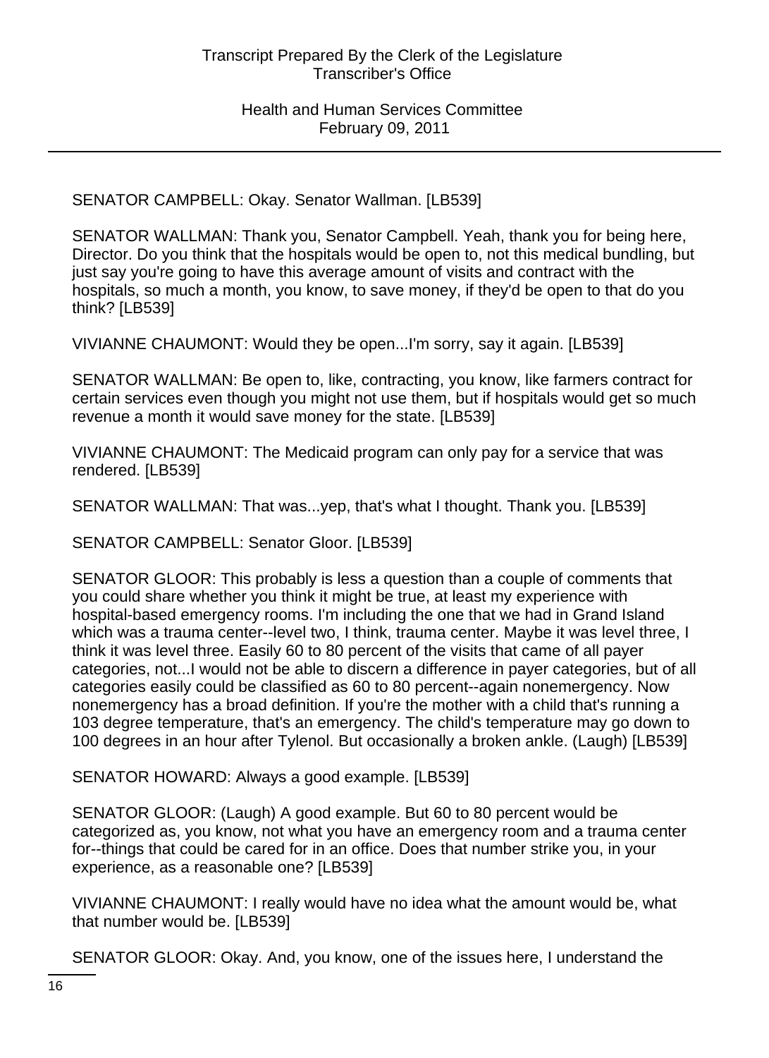SENATOR CAMPBELL: Okay. Senator Wallman. [LB539]

SENATOR WALLMAN: Thank you, Senator Campbell. Yeah, thank you for being here, Director. Do you think that the hospitals would be open to, not this medical bundling, but just say you're going to have this average amount of visits and contract with the hospitals, so much a month, you know, to save money, if they'd be open to that do you think? [LB539]

VIVIANNE CHAUMONT: Would they be open...I'm sorry, say it again. [LB539]

SENATOR WALLMAN: Be open to, like, contracting, you know, like farmers contract for certain services even though you might not use them, but if hospitals would get so much revenue a month it would save money for the state. [LB539]

VIVIANNE CHAUMONT: The Medicaid program can only pay for a service that was rendered. [LB539]

SENATOR WALLMAN: That was...yep, that's what I thought. Thank you. [LB539]

SENATOR CAMPBELL: Senator Gloor. [LB539]

SENATOR GLOOR: This probably is less a question than a couple of comments that you could share whether you think it might be true, at least my experience with hospital-based emergency rooms. I'm including the one that we had in Grand Island which was a trauma center--level two, I think, trauma center. Maybe it was level three, I think it was level three. Easily 60 to 80 percent of the visits that came of all payer categories, not...I would not be able to discern a difference in payer categories, but of all categories easily could be classified as 60 to 80 percent--again nonemergency. Now nonemergency has a broad definition. If you're the mother with a child that's running a 103 degree temperature, that's an emergency. The child's temperature may go down to 100 degrees in an hour after Tylenol. But occasionally a broken ankle. (Laugh) [LB539]

SENATOR HOWARD: Always a good example. [LB539]

SENATOR GLOOR: (Laugh) A good example. But 60 to 80 percent would be categorized as, you know, not what you have an emergency room and a trauma center for--things that could be cared for in an office. Does that number strike you, in your experience, as a reasonable one? [LB539]

VIVIANNE CHAUMONT: I really would have no idea what the amount would be, what that number would be. [LB539]

SENATOR GLOOR: Okay. And, you know, one of the issues here, I understand the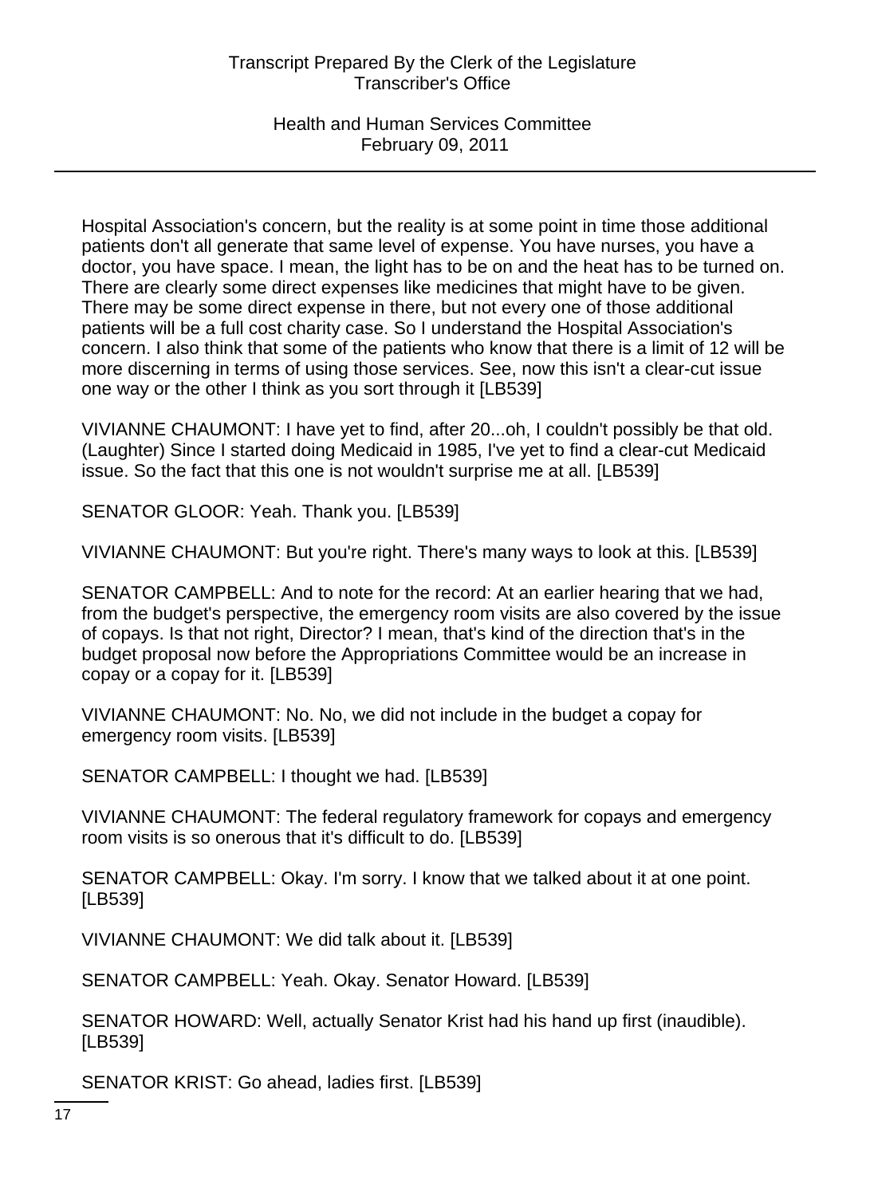Hospital Association's concern, but the reality is at some point in time those additional patients don't all generate that same level of expense. You have nurses, you have a doctor, you have space. I mean, the light has to be on and the heat has to be turned on. There are clearly some direct expenses like medicines that might have to be given. There may be some direct expense in there, but not every one of those additional patients will be a full cost charity case. So I understand the Hospital Association's concern. I also think that some of the patients who know that there is a limit of 12 will be more discerning in terms of using those services. See, now this isn't a clear-cut issue one way or the other I think as you sort through it [LB539]

VIVIANNE CHAUMONT: I have yet to find, after 20...oh, I couldn't possibly be that old. (Laughter) Since I started doing Medicaid in 1985, I've yet to find a clear-cut Medicaid issue. So the fact that this one is not wouldn't surprise me at all. [LB539]

SENATOR GLOOR: Yeah. Thank you. [LB539]

VIVIANNE CHAUMONT: But you're right. There's many ways to look at this. [LB539]

SENATOR CAMPBELL: And to note for the record: At an earlier hearing that we had, from the budget's perspective, the emergency room visits are also covered by the issue of copays. Is that not right, Director? I mean, that's kind of the direction that's in the budget proposal now before the Appropriations Committee would be an increase in copay or a copay for it. [LB539]

VIVIANNE CHAUMONT: No. No, we did not include in the budget a copay for emergency room visits. [LB539]

SENATOR CAMPBELL: I thought we had. [LB539]

VIVIANNE CHAUMONT: The federal regulatory framework for copays and emergency room visits is so onerous that it's difficult to do. [LB539]

SENATOR CAMPBELL: Okay. I'm sorry. I know that we talked about it at one point. [LB539]

VIVIANNE CHAUMONT: We did talk about it. [LB539]

SENATOR CAMPBELL: Yeah. Okay. Senator Howard. [LB539]

SENATOR HOWARD: Well, actually Senator Krist had his hand up first (inaudible). [LB539]

SENATOR KRIST: Go ahead, ladies first. [LB539]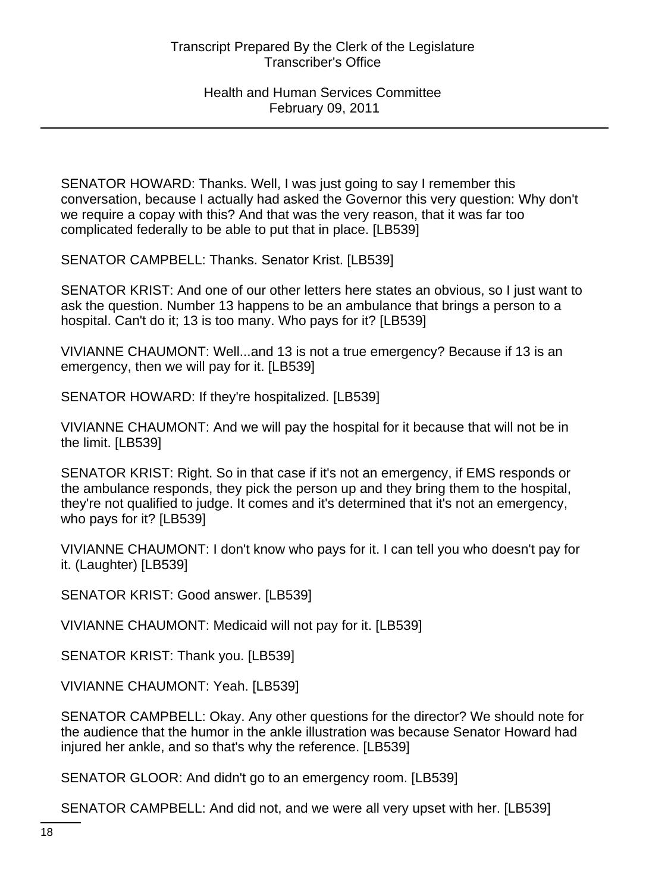SENATOR HOWARD: Thanks. Well, I was just going to say I remember this conversation, because I actually had asked the Governor this very question: Why don't we require a copay with this? And that was the very reason, that it was far too complicated federally to be able to put that in place. [LB539]

SENATOR CAMPBELL: Thanks. Senator Krist. [LB539]

SENATOR KRIST: And one of our other letters here states an obvious, so I just want to ask the question. Number 13 happens to be an ambulance that brings a person to a hospital. Can't do it; 13 is too many. Who pays for it? [LB539]

VIVIANNE CHAUMONT: Well...and 13 is not a true emergency? Because if 13 is an emergency, then we will pay for it. [LB539]

SENATOR HOWARD: If they're hospitalized. [LB539]

VIVIANNE CHAUMONT: And we will pay the hospital for it because that will not be in the limit. [LB539]

SENATOR KRIST: Right. So in that case if it's not an emergency, if EMS responds or the ambulance responds, they pick the person up and they bring them to the hospital, they're not qualified to judge. It comes and it's determined that it's not an emergency, who pays for it? [LB539]

VIVIANNE CHAUMONT: I don't know who pays for it. I can tell you who doesn't pay for it. (Laughter) [LB539]

SENATOR KRIST: Good answer. [LB539]

VIVIANNE CHAUMONT: Medicaid will not pay for it. [LB539]

SENATOR KRIST: Thank you. [LB539]

VIVIANNE CHAUMONT: Yeah. [LB539]

SENATOR CAMPBELL: Okay. Any other questions for the director? We should note for the audience that the humor in the ankle illustration was because Senator Howard had injured her ankle, and so that's why the reference. [LB539]

SENATOR GLOOR: And didn't go to an emergency room. [LB539]

SENATOR CAMPBELL: And did not, and we were all very upset with her. [LB539]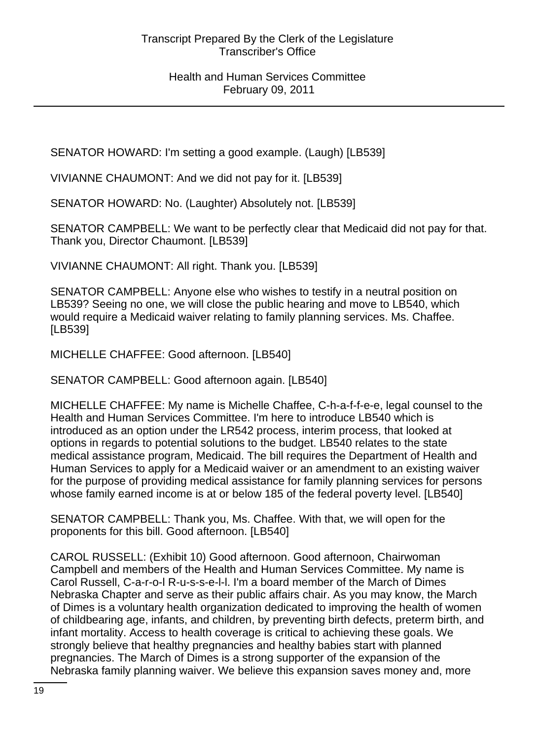SENATOR HOWARD: I'm setting a good example. (Laugh) [LB539]

VIVIANNE CHAUMONT: And we did not pay for it. [LB539]

SENATOR HOWARD: No. (Laughter) Absolutely not. [LB539]

SENATOR CAMPBELL: We want to be perfectly clear that Medicaid did not pay for that. Thank you, Director Chaumont. [LB539]

VIVIANNE CHAUMONT: All right. Thank you. [LB539]

SENATOR CAMPBELL: Anyone else who wishes to testify in a neutral position on LB539? Seeing no one, we will close the public hearing and move to LB540, which would require a Medicaid waiver relating to family planning services. Ms. Chaffee. [LB539]

MICHELLE CHAFFEE: Good afternoon. [LB540]

SENATOR CAMPBELL: Good afternoon again. [LB540]

MICHELLE CHAFFEE: My name is Michelle Chaffee, C-h-a-f-f-e-e, legal counsel to the Health and Human Services Committee. I'm here to introduce LB540 which is introduced as an option under the LR542 process, interim process, that looked at options in regards to potential solutions to the budget. LB540 relates to the state medical assistance program, Medicaid. The bill requires the Department of Health and Human Services to apply for a Medicaid waiver or an amendment to an existing waiver for the purpose of providing medical assistance for family planning services for persons whose family earned income is at or below 185 of the federal poverty level. [LB540]

SENATOR CAMPBELL: Thank you, Ms. Chaffee. With that, we will open for the proponents for this bill. Good afternoon. [LB540]

CAROL RUSSELL: (Exhibit 10) Good afternoon. Good afternoon, Chairwoman Campbell and members of the Health and Human Services Committee. My name is Carol Russell, C-a-r-o-l R-u-s-s-e-l-l. I'm a board member of the March of Dimes Nebraska Chapter and serve as their public affairs chair. As you may know, the March of Dimes is a voluntary health organization dedicated to improving the health of women of childbearing age, infants, and children, by preventing birth defects, preterm birth, and infant mortality. Access to health coverage is critical to achieving these goals. We strongly believe that healthy pregnancies and healthy babies start with planned pregnancies. The March of Dimes is a strong supporter of the expansion of the Nebraska family planning waiver. We believe this expansion saves money and, more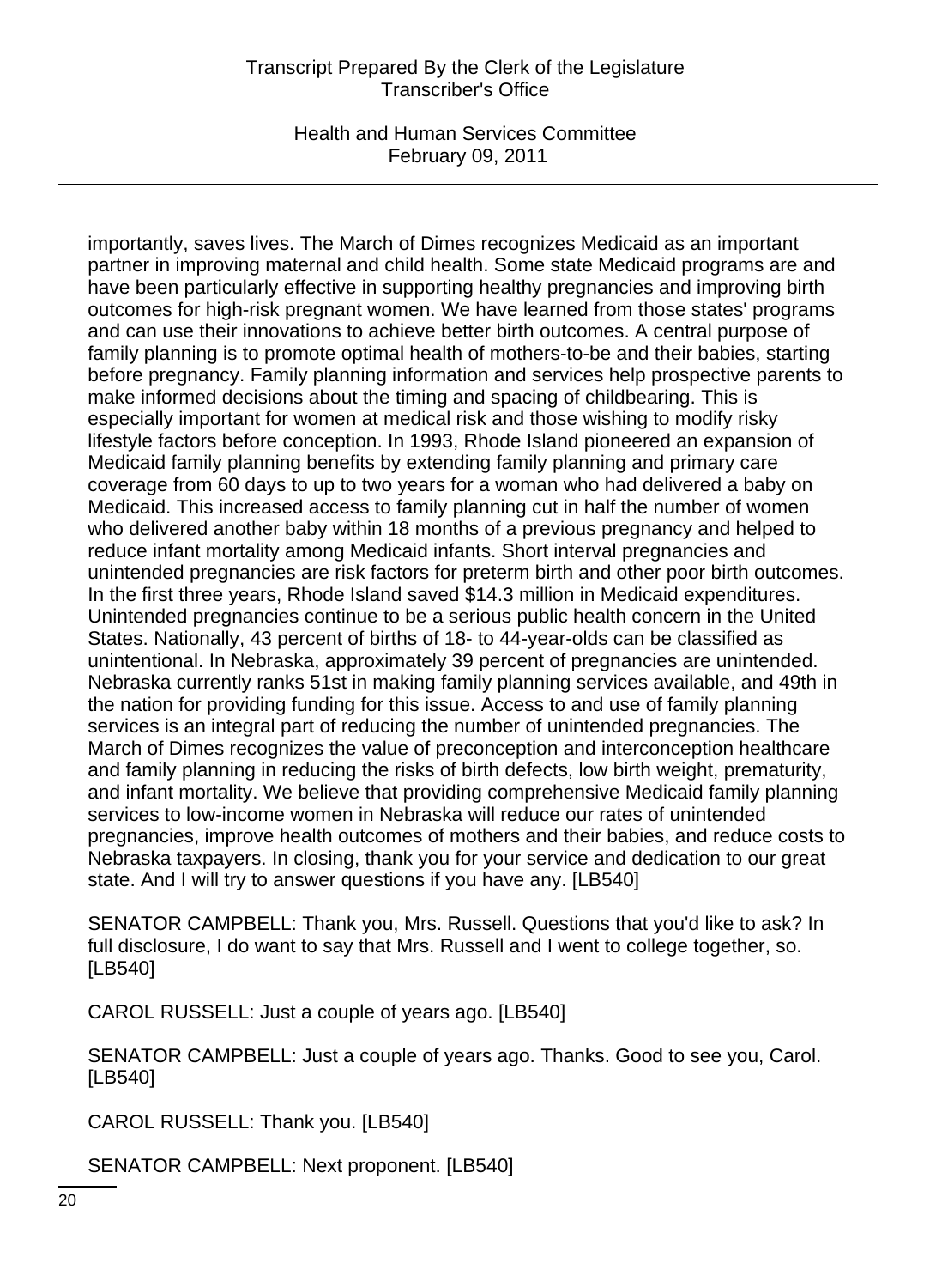importantly, saves lives. The March of Dimes recognizes Medicaid as an important partner in improving maternal and child health. Some state Medicaid programs are and have been particularly effective in supporting healthy pregnancies and improving birth outcomes for high-risk pregnant women. We have learned from those states' programs and can use their innovations to achieve better birth outcomes. A central purpose of family planning is to promote optimal health of mothers-to-be and their babies, starting before pregnancy. Family planning information and services help prospective parents to make informed decisions about the timing and spacing of childbearing. This is especially important for women at medical risk and those wishing to modify risky lifestyle factors before conception. In 1993, Rhode Island pioneered an expansion of Medicaid family planning benefits by extending family planning and primary care coverage from 60 days to up to two years for a woman who had delivered a baby on Medicaid. This increased access to family planning cut in half the number of women who delivered another baby within 18 months of a previous pregnancy and helped to reduce infant mortality among Medicaid infants. Short interval pregnancies and unintended pregnancies are risk factors for preterm birth and other poor birth outcomes. In the first three years, Rhode Island saved $14.3 million in Medicaid expenditures. Unintended pregnancies continue to be a serious public health concern in the United States. Nationally, 43 percent of births of 18- to 44-year-olds can be classified as unintentional. In Nebraska, approximately 39 percent of pregnancies are unintended. Nebraska currently ranks 51st in making family planning services available, and 49th in the nation for providing funding for this issue. Access to and use of family planning services is an integral part of reducing the number of unintended pregnancies. The March of Dimes recognizes the value of preconception and interconception healthcare and family planning in reducing the risks of birth defects, low birth weight, prematurity, and infant mortality. We believe that providing comprehensive Medicaid family planning services to low-income women in Nebraska will reduce our rates of unintended pregnancies, improve health outcomes of mothers and their babies, and reduce costs to Nebraska taxpayers. In closing, thank you for your service and dedication to our great state. And I will try to answer questions if you have any. [LB540]

SENATOR CAMPBELL: Thank you, Mrs. Russell. Questions that you'd like to ask? In full disclosure, I do want to say that Mrs. Russell and I went to college together, so. [LB540]

CAROL RUSSELL: Just a couple of years ago. [LB540]

SENATOR CAMPBELL: Just a couple of years ago. Thanks. Good to see you, Carol. [LB540]

CAROL RUSSELL: Thank you. [LB540]

SENATOR CAMPBELL: Next proponent. [LB540]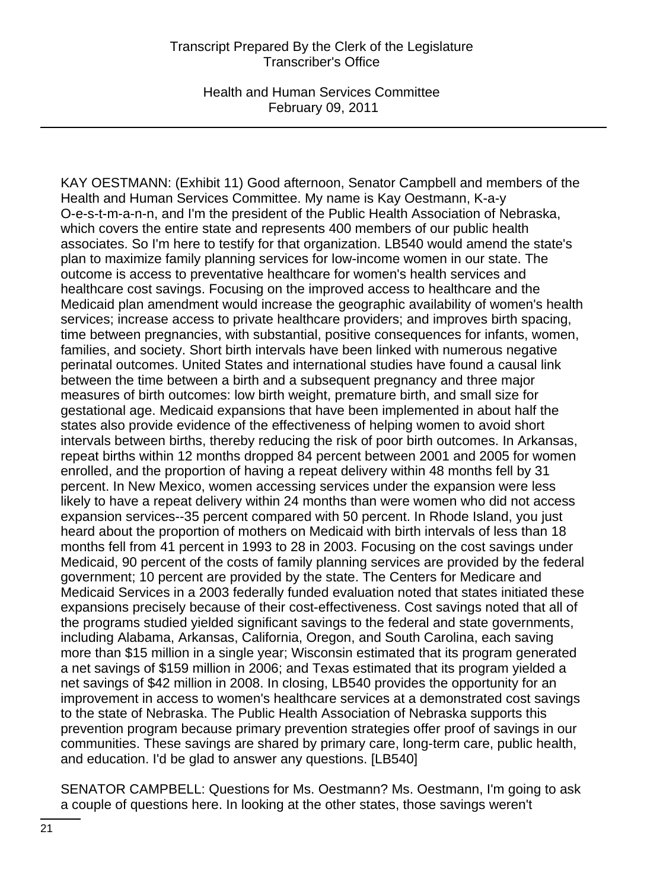KAY OESTMANN: (Exhibit 11) Good afternoon, Senator Campbell and members of the Health and Human Services Committee. My name is Kay Oestmann, K-a-y O-e-s-t-m-a-n-n, and I'm the president of the Public Health Association of Nebraska, which covers the entire state and represents 400 members of our public health associates. So I'm here to testify for that organization. LB540 would amend the state's plan to maximize family planning services for low-income women in our state. The outcome is access to preventative healthcare for women's health services and healthcare cost savings. Focusing on the improved access to healthcare and the Medicaid plan amendment would increase the geographic availability of women's health services; increase access to private healthcare providers; and improves birth spacing, time between pregnancies, with substantial, positive consequences for infants, women, families, and society. Short birth intervals have been linked with numerous negative perinatal outcomes. United States and international studies have found a causal link between the time between a birth and a subsequent pregnancy and three major measures of birth outcomes: low birth weight, premature birth, and small size for gestational age. Medicaid expansions that have been implemented in about half the states also provide evidence of the effectiveness of helping women to avoid short intervals between births, thereby reducing the risk of poor birth outcomes. In Arkansas, repeat births within 12 months dropped 84 percent between 2001 and 2005 for women enrolled, and the proportion of having a repeat delivery within 48 months fell by 31 percent. In New Mexico, women accessing services under the expansion were less likely to have a repeat delivery within 24 months than were women who did not access expansion services--35 percent compared with 50 percent. In Rhode Island, you just heard about the proportion of mothers on Medicaid with birth intervals of less than 18 months fell from 41 percent in 1993 to 28 in 2003. Focusing on the cost savings under Medicaid, 90 percent of the costs of family planning services are provided by the federal government; 10 percent are provided by the state. The Centers for Medicare and Medicaid Services in a 2003 federally funded evaluation noted that states initiated these expansions precisely because of their cost-effectiveness. Cost savings noted that all of the programs studied yielded significant savings to the federal and state governments, including Alabama, Arkansas, California, Oregon, and South Carolina, each saving more than $15 million in a single year; Wisconsin estimated that its program generated a net savings of $159 million in 2006; and Texas estimated that its program yielded a net savings of $42 million in 2008. In closing, LB540 provides the opportunity for an improvement in access to women's healthcare services at a demonstrated cost savings to the state of Nebraska. The Public Health Association of Nebraska supports this prevention program because primary prevention strategies offer proof of savings in our communities. These savings are shared by primary care, long-term care, public health, and education. I'd be glad to answer any questions. [LB540]

SENATOR CAMPBELL: Questions for Ms. Oestmann? Ms. Oestmann, I'm going to ask a couple of questions here. In looking at the other states, those savings weren't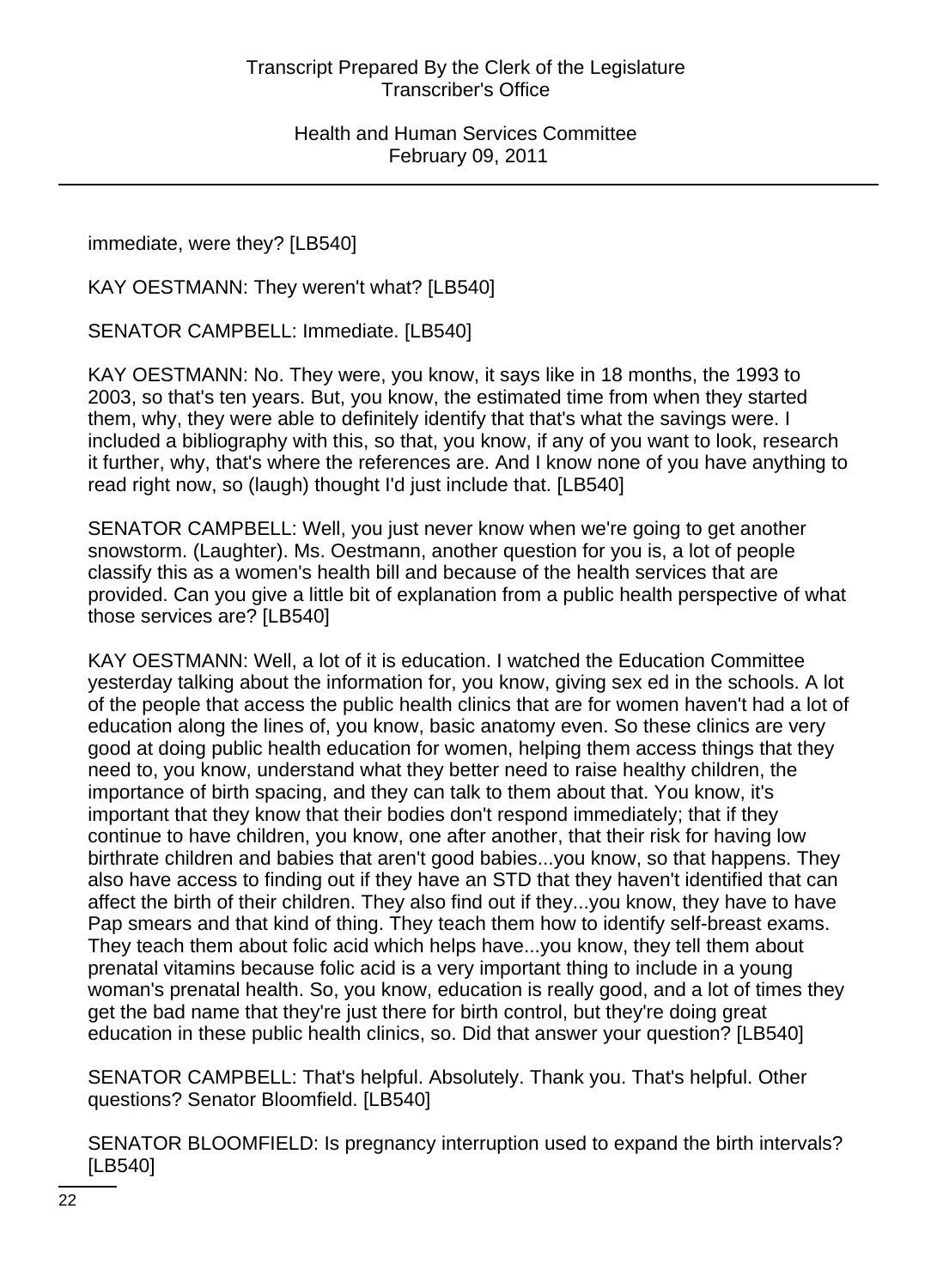immediate, were they? [LB540]

KAY OESTMANN: They weren't what? [LB540]

SENATOR CAMPBELL: Immediate. [LB540]

KAY OESTMANN: No. They were, you know, it says like in 18 months, the 1993 to 2003, so that's ten years. But, you know, the estimated time from when they started them, why, they were able to definitely identify that that's what the savings were. I included a bibliography with this, so that, you know, if any of you want to look, research it further, why, that's where the references are. And I know none of you have anything to read right now, so (laugh) thought I'd just include that. [LB540]

SENATOR CAMPBELL: Well, you just never know when we're going to get another snowstorm. (Laughter). Ms. Oestmann, another question for you is, a lot of people classify this as a women's health bill and because of the health services that are provided. Can you give a little bit of explanation from a public health perspective of what those services are? [LB540]

KAY OESTMANN: Well, a lot of it is education. I watched the Education Committee yesterday talking about the information for, you know, giving sex ed in the schools. A lot of the people that access the public health clinics that are for women haven't had a lot of education along the lines of, you know, basic anatomy even. So these clinics are very good at doing public health education for women, helping them access things that they need to, you know, understand what they better need to raise healthy children, the importance of birth spacing, and they can talk to them about that. You know, it's important that they know that their bodies don't respond immediately; that if they continue to have children, you know, one after another, that their risk for having low birthrate children and babies that aren't good babies...you know, so that happens. They also have access to finding out if they have an STD that they haven't identified that can affect the birth of their children. They also find out if they...you know, they have to have Pap smears and that kind of thing. They teach them how to identify self-breast exams. They teach them about folic acid which helps have...you know, they tell them about prenatal vitamins because folic acid is a very important thing to include in a young woman's prenatal health. So, you know, education is really good, and a lot of times they get the bad name that they're just there for birth control, but they're doing great education in these public health clinics, so. Did that answer your question? [LB540]

SENATOR CAMPBELL: That's helpful. Absolutely. Thank you. That's helpful. Other questions? Senator Bloomfield. [LB540]

SENATOR BLOOMFIELD: Is pregnancy interruption used to expand the birth intervals? [LB540]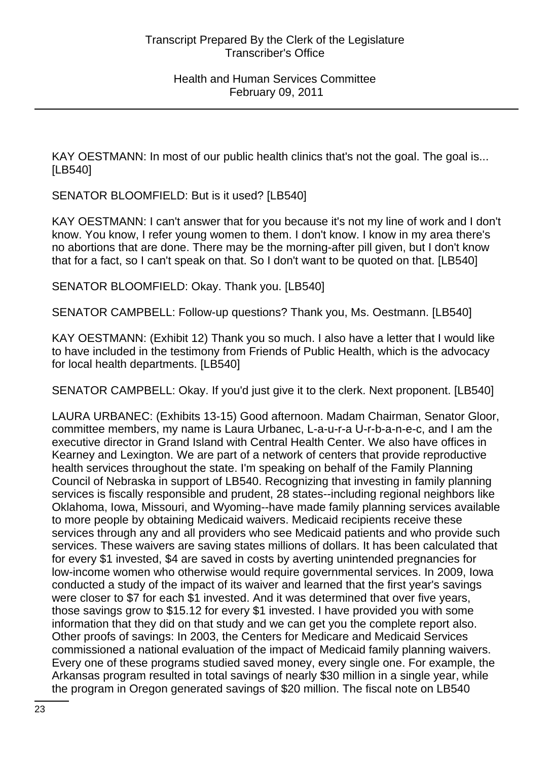KAY OESTMANN: In most of our public health clinics that's not the goal. The goal is... [LB540]

SENATOR BLOOMFIELD: But is it used? [LB540]

KAY OESTMANN: I can't answer that for you because it's not my line of work and I don't know. You know, I refer young women to them. I don't know. I know in my area there's no abortions that are done. There may be the morning-after pill given, but I don't know that for a fact, so I can't speak on that. So I don't want to be quoted on that. [LB540]

SENATOR BLOOMFIELD: Okay. Thank you. [LB540]

SENATOR CAMPBELL: Follow-up questions? Thank you, Ms. Oestmann. [LB540]

KAY OESTMANN: (Exhibit 12) Thank you so much. I also have a letter that I would like to have included in the testimony from Friends of Public Health, which is the advocacy for local health departments. [LB540]

SENATOR CAMPBELL: Okay. If you'd just give it to the clerk. Next proponent. [LB540]

LAURA URBANEC: (Exhibits 13-15) Good afternoon. Madam Chairman, Senator Gloor, committee members, my name is Laura Urbanec, L-a-u-r-a U-r-b-a-n-e-c, and I am the executive director in Grand Island with Central Health Center. We also have offices in Kearney and Lexington. We are part of a network of centers that provide reproductive health services throughout the state. I'm speaking on behalf of the Family Planning Council of Nebraska in support of LB540. Recognizing that investing in family planning services is fiscally responsible and prudent, 28 states--including regional neighbors like Oklahoma, Iowa, Missouri, and Wyoming--have made family planning services available to more people by obtaining Medicaid waivers. Medicaid recipients receive these services through any and all providers who see Medicaid patients and who provide such services. These waivers are saving states millions of dollars. It has been calculated that for every $1 invested, $4 are saved in costs by averting unintended pregnancies for low-income women who otherwise would require governmental services. In 2009, Iowa conducted a study of the impact of its waiver and learned that the first year's savings were closer to $7 for each $1 invested. And it was determined that over five years, those savings grow to $15.12 for every $1 invested. I have provided you with some information that they did on that study and we can get you the complete report also. Other proofs of savings: In 2003, the Centers for Medicare and Medicaid Services commissioned a national evaluation of the impact of Medicaid family planning waivers. Every one of these programs studied saved money, every single one. For example, the Arkansas program resulted in total savings of nearly $30 million in a single year, while the program in Oregon generated savings of $20 million. The fiscal note on LB540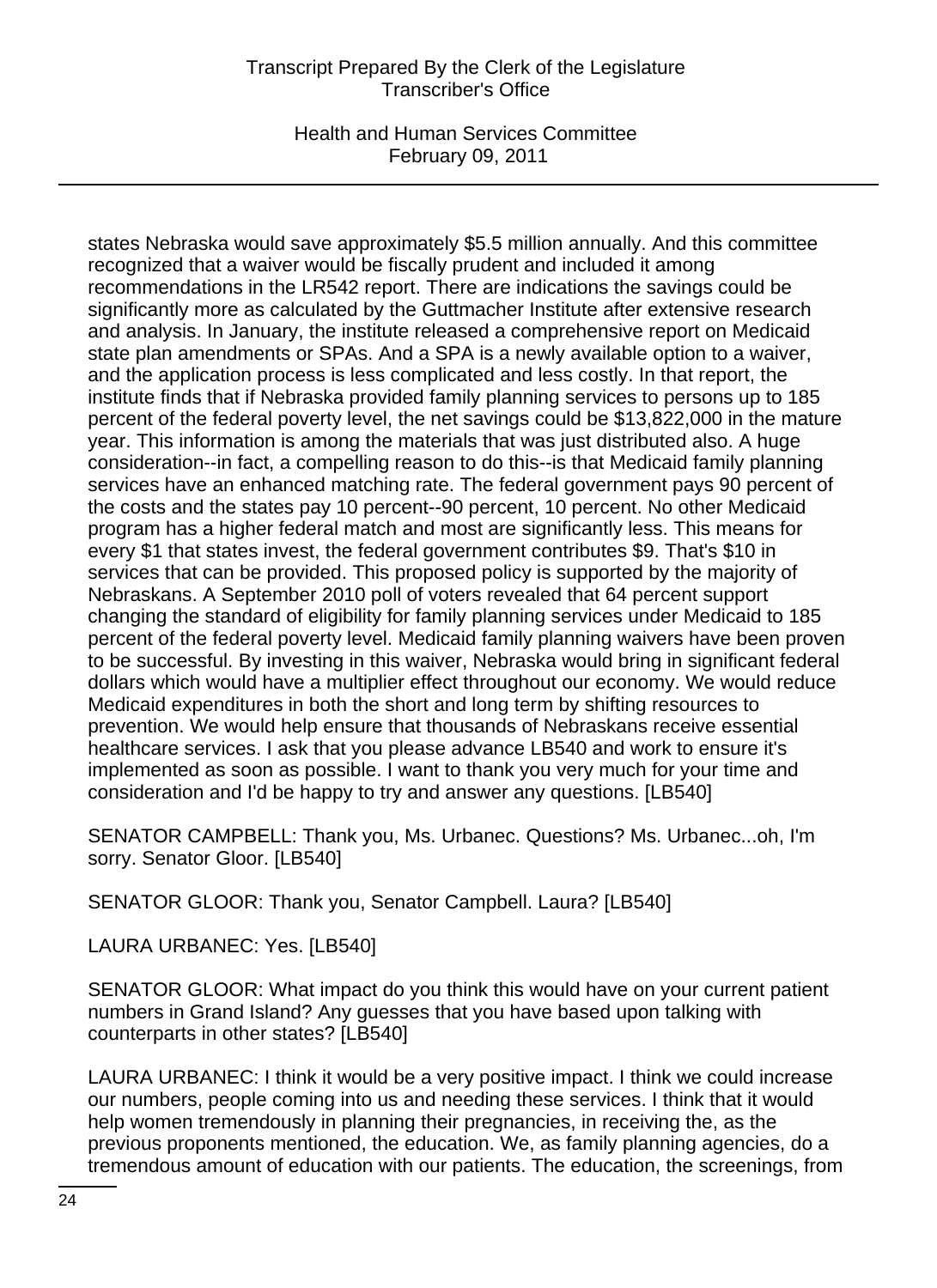states Nebraska would save approximately $5.5 million annually. And this committee recognized that a waiver would be fiscally prudent and included it among recommendations in the LR542 report. There are indications the savings could be significantly more as calculated by the Guttmacher Institute after extensive research and analysis. In January, the institute released a comprehensive report on Medicaid state plan amendments or SPAs. And a SPA is a newly available option to a waiver, and the application process is less complicated and less costly. In that report, the institute finds that if Nebraska provided family planning services to persons up to 185 percent of the federal poverty level, the net savings could be $13,822,000 in the mature year. This information is among the materials that was just distributed also. A huge consideration--in fact, a compelling reason to do this--is that Medicaid family planning services have an enhanced matching rate. The federal government pays 90 percent of the costs and the states pay 10 percent--90 percent, 10 percent. No other Medicaid program has a higher federal match and most are significantly less. This means for every $1 that states invest, the federal government contributes $9. That's $10 in services that can be provided. This proposed policy is supported by the majority of Nebraskans. A September 2010 poll of voters revealed that 64 percent support changing the standard of eligibility for family planning services under Medicaid to 185 percent of the federal poverty level. Medicaid family planning waivers have been proven to be successful. By investing in this waiver, Nebraska would bring in significant federal dollars which would have a multiplier effect throughout our economy. We would reduce Medicaid expenditures in both the short and long term by shifting resources to prevention. We would help ensure that thousands of Nebraskans receive essential healthcare services. I ask that you please advance LB540 and work to ensure it's implemented as soon as possible. I want to thank you very much for your time and consideration and I'd be happy to try and answer any questions. [LB540]

SENATOR CAMPBELL: Thank you, Ms. Urbanec. Questions? Ms. Urbanec...oh, I'm sorry. Senator Gloor. [LB540]

SENATOR GLOOR: Thank you, Senator Campbell. Laura? [LB540]

LAURA URBANEC: Yes. [LB540]

SENATOR GLOOR: What impact do you think this would have on your current patient numbers in Grand Island? Any guesses that you have based upon talking with counterparts in other states? [LB540]

LAURA URBANEC: I think it would be a very positive impact. I think we could increase our numbers, people coming into us and needing these services. I think that it would help women tremendously in planning their pregnancies, in receiving the, as the previous proponents mentioned, the education. We, as family planning agencies, do a tremendous amount of education with our patients. The education, the screenings, from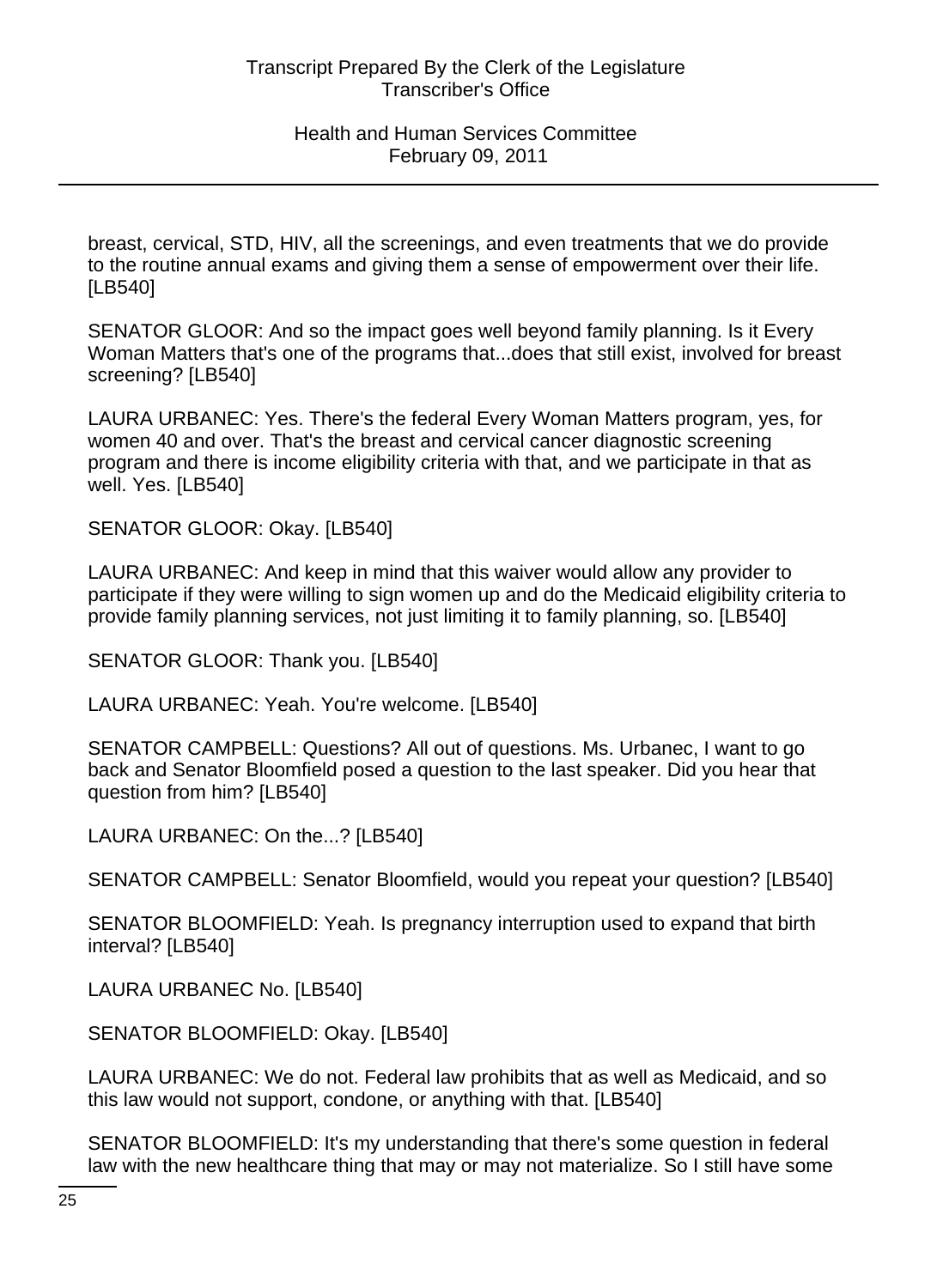breast, cervical, STD, HIV, all the screenings, and even treatments that we do provide to the routine annual exams and giving them a sense of empowerment over their life. [LB540]

SENATOR GLOOR: And so the impact goes well beyond family planning. Is it Every Woman Matters that's one of the programs that...does that still exist, involved for breast screening? [LB540]

LAURA URBANEC: Yes. There's the federal Every Woman Matters program, yes, for women 40 and over. That's the breast and cervical cancer diagnostic screening program and there is income eligibility criteria with that, and we participate in that as well. Yes. [LB540]

SENATOR GLOOR: Okay. [LB540]

LAURA URBANEC: And keep in mind that this waiver would allow any provider to participate if they were willing to sign women up and do the Medicaid eligibility criteria to provide family planning services, not just limiting it to family planning, so. [LB540]

SENATOR GLOOR: Thank you. [LB540]

LAURA URBANEC: Yeah. You're welcome. [LB540]

SENATOR CAMPBELL: Questions? All out of questions. Ms. Urbanec, I want to go back and Senator Bloomfield posed a question to the last speaker. Did you hear that question from him? [LB540]

LAURA URBANEC: On the...? [LB540]

SENATOR CAMPBELL: Senator Bloomfield, would you repeat your question? [LB540]

SENATOR BLOOMFIELD: Yeah. Is pregnancy interruption used to expand that birth interval? [LB540]

LAURA URBANEC No. [LB540]

SENATOR BLOOMFIELD: Okay. [LB540]

LAURA URBANEC: We do not. Federal law prohibits that as well as Medicaid, and so this law would not support, condone, or anything with that. [LB540]

SENATOR BLOOMFIELD: It's my understanding that there's some question in federal law with the new healthcare thing that may or may not materialize. So I still have some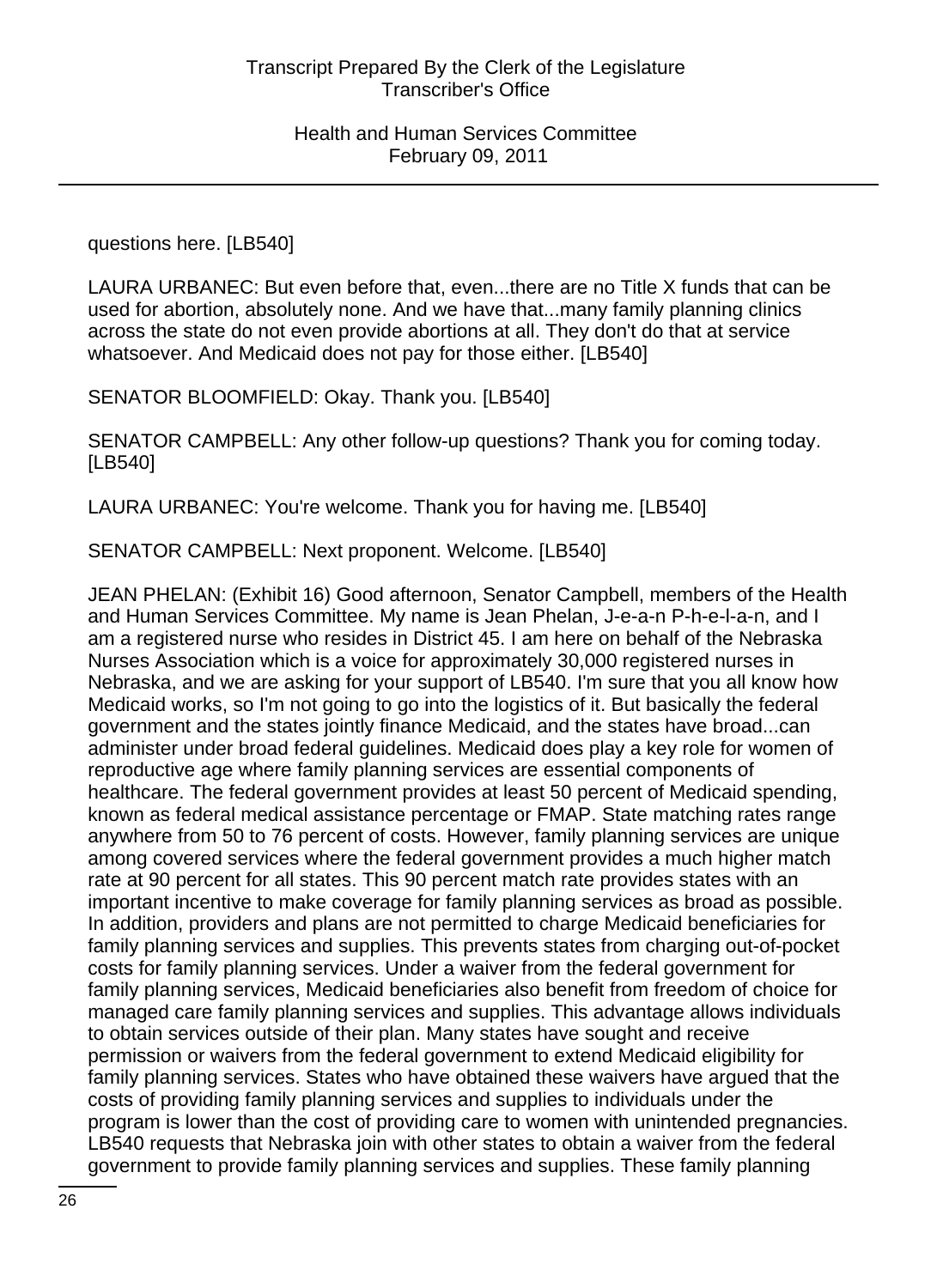questions here. [LB540]

LAURA URBANEC: But even before that, even...there are no Title X funds that can be used for abortion, absolutely none. And we have that...many family planning clinics across the state do not even provide abortions at all. They don't do that at service whatsoever. And Medicaid does not pay for those either. [LB540]

SENATOR BLOOMFIELD: Okay. Thank you. [LB540]

SENATOR CAMPBELL: Any other follow-up questions? Thank you for coming today. [LB540]

LAURA URBANEC: You're welcome. Thank you for having me. [LB540]

SENATOR CAMPBELL: Next proponent. Welcome. [LB540]

JEAN PHELAN: (Exhibit 16) Good afternoon, Senator Campbell, members of the Health and Human Services Committee. My name is Jean Phelan, J-e-a-n P-h-e-l-a-n, and I am a registered nurse who resides in District 45. I am here on behalf of the Nebraska Nurses Association which is a voice for approximately 30,000 registered nurses in Nebraska, and we are asking for your support of LB540. I'm sure that you all know how Medicaid works, so I'm not going to go into the logistics of it. But basically the federal government and the states jointly finance Medicaid, and the states have broad...can administer under broad federal guidelines. Medicaid does play a key role for women of reproductive age where family planning services are essential components of healthcare. The federal government provides at least 50 percent of Medicaid spending, known as federal medical assistance percentage or FMAP. State matching rates range anywhere from 50 to 76 percent of costs. However, family planning services are unique among covered services where the federal government provides a much higher match rate at 90 percent for all states. This 90 percent match rate provides states with an important incentive to make coverage for family planning services as broad as possible. In addition, providers and plans are not permitted to charge Medicaid beneficiaries for family planning services and supplies. This prevents states from charging out-of-pocket costs for family planning services. Under a waiver from the federal government for family planning services, Medicaid beneficiaries also benefit from freedom of choice for managed care family planning services and supplies. This advantage allows individuals to obtain services outside of their plan. Many states have sought and receive permission or waivers from the federal government to extend Medicaid eligibility for family planning services. States who have obtained these waivers have argued that the costs of providing family planning services and supplies to individuals under the program is lower than the cost of providing care to women with unintended pregnancies. LB540 requests that Nebraska join with other states to obtain a waiver from the federal government to provide family planning services and supplies. These family planning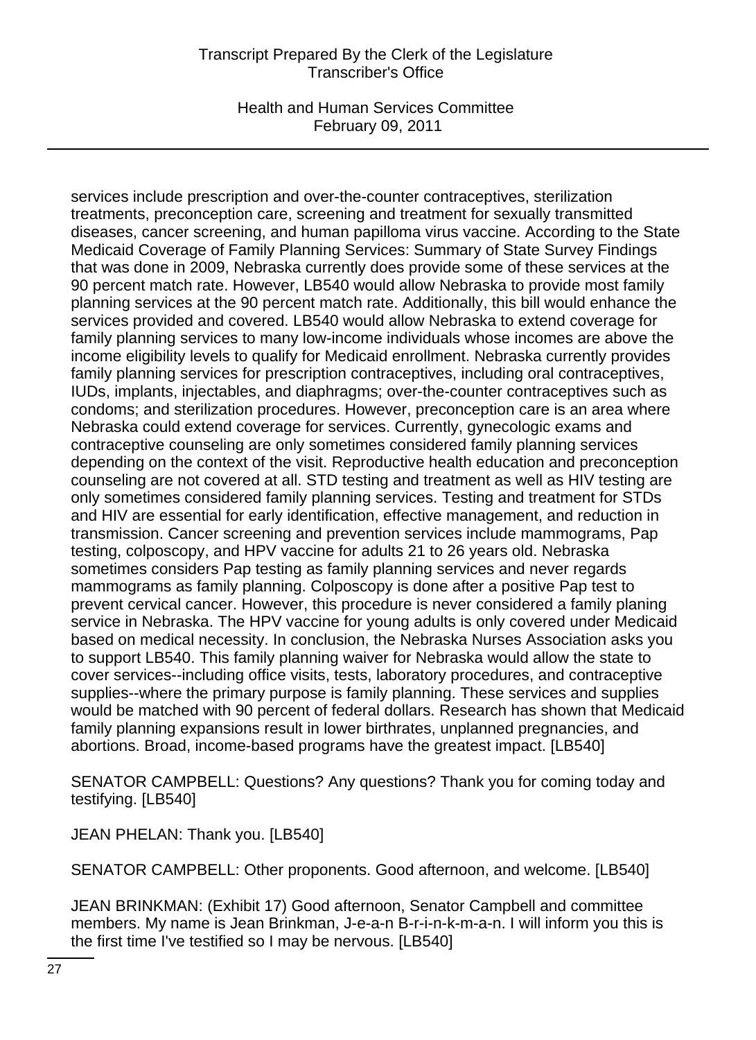services include prescription and over-the-counter contraceptives, sterilization treatments, preconception care, screening and treatment for sexually transmitted diseases, cancer screening, and human papilloma virus vaccine. According to the State Medicaid Coverage of Family Planning Services: Summary of State Survey Findings that was done in 2009, Nebraska currently does provide some of these services at the 90 percent match rate. However, LB540 would allow Nebraska to provide most family planning services at the 90 percent match rate. Additionally, this bill would enhance the services provided and covered. LB540 would allow Nebraska to extend coverage for family planning services to many low-income individuals whose incomes are above the income eligibility levels to qualify for Medicaid enrollment. Nebraska currently provides family planning services for prescription contraceptives, including oral contraceptives, IUDs, implants, injectables, and diaphragms; over-the-counter contraceptives such as condoms; and sterilization procedures. However, preconception care is an area where Nebraska could extend coverage for services. Currently, gynecologic exams and contraceptive counseling are only sometimes considered family planning services depending on the context of the visit. Reproductive health education and preconception counseling are not covered at all. STD testing and treatment as well as HIV testing are only sometimes considered family planning services. Testing and treatment for STDs and HIV are essential for early identification, effective management, and reduction in transmission. Cancer screening and prevention services include mammograms, Pap testing, colposcopy, and HPV vaccine for adults 21 to 26 years old. Nebraska sometimes considers Pap testing as family planning services and never regards mammograms as family planning. Colposcopy is done after a positive Pap test to prevent cervical cancer. However, this procedure is never considered a family planing service in Nebraska. The HPV vaccine for young adults is only covered under Medicaid based on medical necessity. In conclusion, the Nebraska Nurses Association asks you to support LB540. This family planning waiver for Nebraska would allow the state to cover services--including office visits, tests, laboratory procedures, and contraceptive supplies--where the primary purpose is family planning. These services and supplies would be matched with 90 percent of federal dollars. Research has shown that Medicaid family planning expansions result in lower birthrates, unplanned pregnancies, and abortions. Broad, income-based programs have the greatest impact. [LB540]

SENATOR CAMPBELL: Questions? Any questions? Thank you for coming today and testifying. [LB540]

JEAN PHELAN: Thank you. [LB540]

SENATOR CAMPBELL: Other proponents. Good afternoon, and welcome. [LB540]

JEAN BRINKMAN: (Exhibit 17) Good afternoon, Senator Campbell and committee members. My name is Jean Brinkman, J-e-a-n B-r-i-n-k-m-a-n. I will inform you this is the first time I've testified so I may be nervous. [LB540]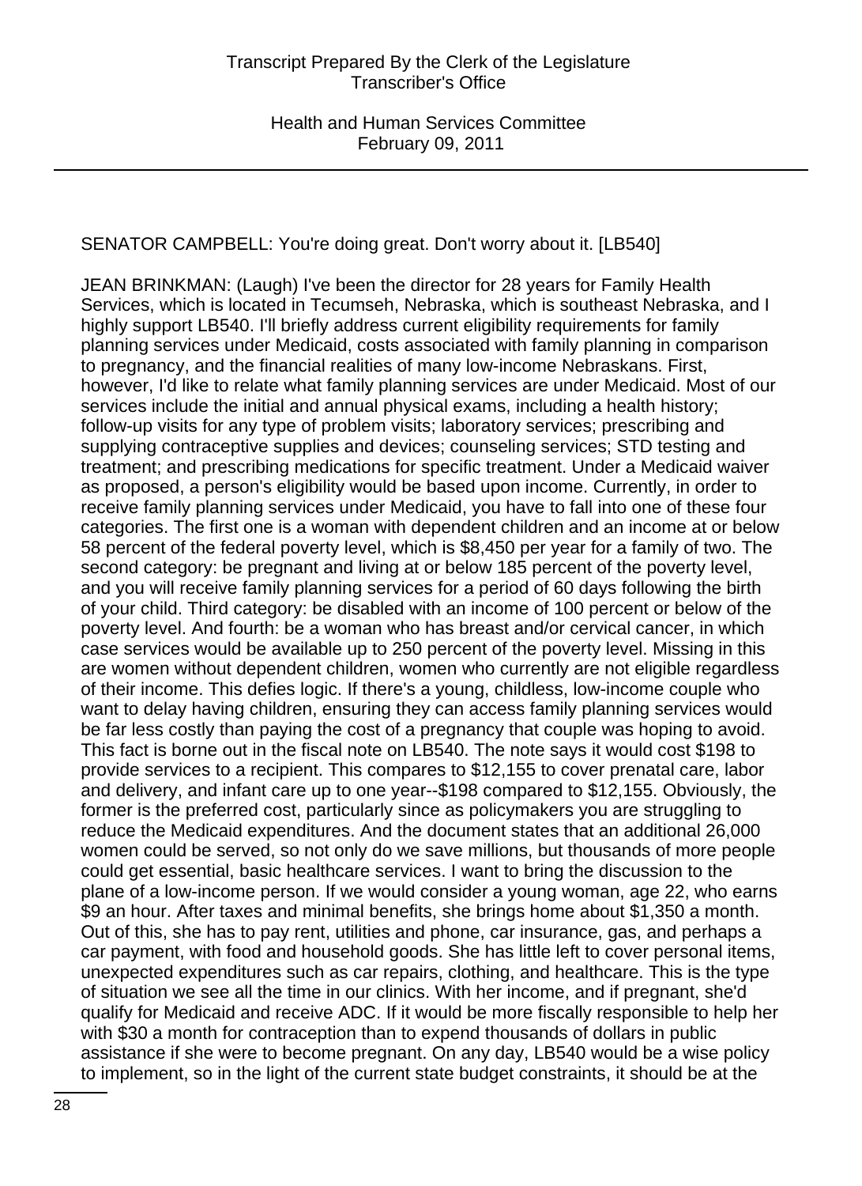SENATOR CAMPBELL: You're doing great. Don't worry about it. [LB540]

JEAN BRINKMAN: (Laugh) I've been the director for 28 years for Family Health Services, which is located in Tecumseh, Nebraska, which is southeast Nebraska, and I highly support LB540. I'll briefly address current eligibility requirements for family planning services under Medicaid, costs associated with family planning in comparison to pregnancy, and the financial realities of many low-income Nebraskans. First, however, I'd like to relate what family planning services are under Medicaid. Most of our services include the initial and annual physical exams, including a health history; follow-up visits for any type of problem visits; laboratory services; prescribing and supplying contraceptive supplies and devices; counseling services; STD testing and treatment; and prescribing medications for specific treatment. Under a Medicaid waiver as proposed, a person's eligibility would be based upon income. Currently, in order to receive family planning services under Medicaid, you have to fall into one of these four categories. The first one is a woman with dependent children and an income at or below 58 percent of the federal poverty level, which is $8,450 per year for a family of two. The second category: be pregnant and living at or below 185 percent of the poverty level, and you will receive family planning services for a period of 60 days following the birth of your child. Third category: be disabled with an income of 100 percent or below of the poverty level. And fourth: be a woman who has breast and/or cervical cancer, in which case services would be available up to 250 percent of the poverty level. Missing in this are women without dependent children, women who currently are not eligible regardless of their income. This defies logic. If there's a young, childless, low-income couple who want to delay having children, ensuring they can access family planning services would be far less costly than paying the cost of a pregnancy that couple was hoping to avoid. This fact is borne out in the fiscal note on LB540. The note says it would cost $198 to provide services to a recipient. This compares to $12,155 to cover prenatal care, labor and delivery, and infant care up to one year--$198 compared to $12,155. Obviously, the former is the preferred cost, particularly since as policymakers you are struggling to reduce the Medicaid expenditures. And the document states that an additional 26,000 women could be served, so not only do we save millions, but thousands of more people could get essential, basic healthcare services. I want to bring the discussion to the plane of a low-income person. If we would consider a young woman, age 22, who earns $9 an hour. After taxes and minimal benefits, she brings home about $1,350 a month. Out of this, she has to pay rent, utilities and phone, car insurance, gas, and perhaps a car payment, with food and household goods. She has little left to cover personal items, unexpected expenditures such as car repairs, clothing, and healthcare. This is the type of situation we see all the time in our clinics. With her income, and if pregnant, she'd qualify for Medicaid and receive ADC. If it would be more fiscally responsible to help her with $30 a month for contraception than to expend thousands of dollars in public assistance if she were to become pregnant. On any day, LB540 would be a wise policy to implement, so in the light of the current state budget constraints, it should be at the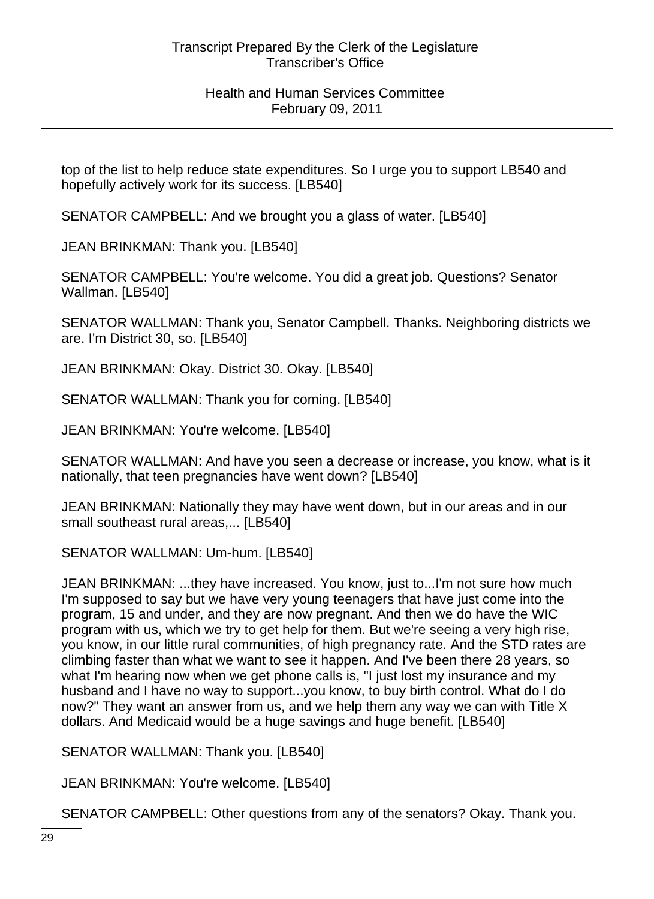top of the list to help reduce state expenditures. So I urge you to support LB540 and hopefully actively work for its success. [LB540]

SENATOR CAMPBELL: And we brought you a glass of water. [LB540]

JEAN BRINKMAN: Thank you. [LB540]

SENATOR CAMPBELL: You're welcome. You did a great job. Questions? Senator Wallman. [LB540]

SENATOR WALLMAN: Thank you, Senator Campbell. Thanks. Neighboring districts we are. I'm District 30, so. [LB540]

JEAN BRINKMAN: Okay. District 30. Okay. [LB540]

SENATOR WALLMAN: Thank you for coming. [LB540]

JEAN BRINKMAN: You're welcome. [LB540]

SENATOR WALLMAN: And have you seen a decrease or increase, you know, what is it nationally, that teen pregnancies have went down? [LB540]

JEAN BRINKMAN: Nationally they may have went down, but in our areas and in our small southeast rural areas,... [LB540]

SENATOR WALLMAN: Um-hum. [LB540]

JEAN BRINKMAN: ...they have increased. You know, just to...I'm not sure how much I'm supposed to say but we have very young teenagers that have just come into the program, 15 and under, and they are now pregnant. And then we do have the WIC program with us, which we try to get help for them. But we're seeing a very high rise, you know, in our little rural communities, of high pregnancy rate. And the STD rates are climbing faster than what we want to see it happen. And I've been there 28 years, so what I'm hearing now when we get phone calls is, "I just lost my insurance and my husband and I have no way to support...you know, to buy birth control. What do I do now?" They want an answer from us, and we help them any way we can with Title X dollars. And Medicaid would be a huge savings and huge benefit. [LB540]

SENATOR WALLMAN: Thank you. [LB540]

JEAN BRINKMAN: You're welcome. [LB540]

SENATOR CAMPBELL: Other questions from any of the senators? Okay. Thank you.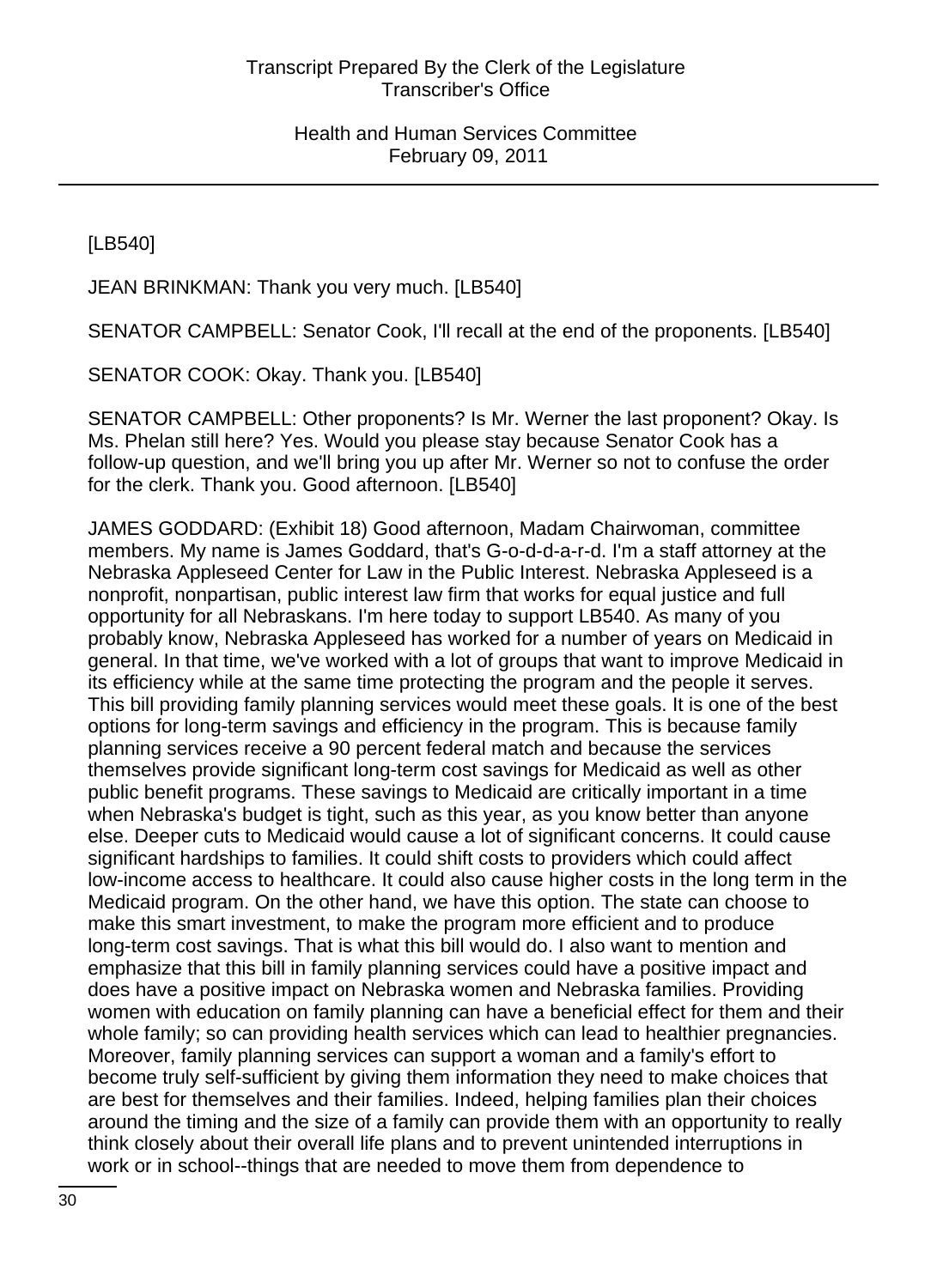[LB540]

JEAN BRINKMAN: Thank you very much. [LB540]

SENATOR CAMPBELL: Senator Cook, I'll recall at the end of the proponents. [LB540]

SENATOR COOK: Okay. Thank you. [LB540]

SENATOR CAMPBELL: Other proponents? Is Mr. Werner the last proponent? Okay. Is Ms. Phelan still here? Yes. Would you please stay because Senator Cook has a follow-up question, and we'll bring you up after Mr. Werner so not to confuse the order for the clerk. Thank you. Good afternoon. [LB540]

JAMES GODDARD: (Exhibit 18) Good afternoon, Madam Chairwoman, committee members. My name is James Goddard, that's G-o-d-d-a-r-d. I'm a staff attorney at the Nebraska Appleseed Center for Law in the Public Interest. Nebraska Appleseed is a nonprofit, nonpartisan, public interest law firm that works for equal justice and full opportunity for all Nebraskans. I'm here today to support LB540. As many of you probably know, Nebraska Appleseed has worked for a number of years on Medicaid in general. In that time, we've worked with a lot of groups that want to improve Medicaid in its efficiency while at the same time protecting the program and the people it serves. This bill providing family planning services would meet these goals. It is one of the best options for long-term savings and efficiency in the program. This is because family planning services receive a 90 percent federal match and because the services themselves provide significant long-term cost savings for Medicaid as well as other public benefit programs. These savings to Medicaid are critically important in a time when Nebraska's budget is tight, such as this year, as you know better than anyone else. Deeper cuts to Medicaid would cause a lot of significant concerns. It could cause significant hardships to families. It could shift costs to providers which could affect low-income access to healthcare. It could also cause higher costs in the long term in the Medicaid program. On the other hand, we have this option. The state can choose to make this smart investment, to make the program more efficient and to produce long-term cost savings. That is what this bill would do. I also want to mention and emphasize that this bill in family planning services could have a positive impact and does have a positive impact on Nebraska women and Nebraska families. Providing women with education on family planning can have a beneficial effect for them and their whole family; so can providing health services which can lead to healthier pregnancies. Moreover, family planning services can support a woman and a family's effort to become truly self-sufficient by giving them information they need to make choices that are best for themselves and their families. Indeed, helping families plan their choices around the timing and the size of a family can provide them with an opportunity to really think closely about their overall life plans and to prevent unintended interruptions in work or in school--things that are needed to move them from dependence to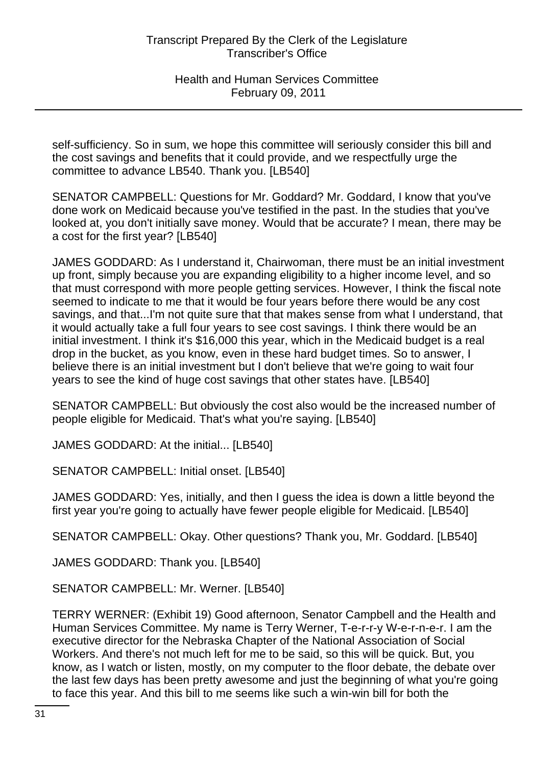self-sufficiency. So in sum, we hope this committee will seriously consider this bill and the cost savings and benefits that it could provide, and we respectfully urge the committee to advance LB540. Thank you. [LB540]

SENATOR CAMPBELL: Questions for Mr. Goddard? Mr. Goddard, I know that you've done work on Medicaid because you've testified in the past. In the studies that you've looked at, you don't initially save money. Would that be accurate? I mean, there may be a cost for the first year? [LB540]

JAMES GODDARD: As I understand it, Chairwoman, there must be an initial investment up front, simply because you are expanding eligibility to a higher income level, and so that must correspond with more people getting services. However, I think the fiscal note seemed to indicate to me that it would be four years before there would be any cost savings, and that...I'm not quite sure that that makes sense from what I understand, that it would actually take a full four years to see cost savings. I think there would be an initial investment. I think it's $16,000 this year, which in the Medicaid budget is a real drop in the bucket, as you know, even in these hard budget times. So to answer, I believe there is an initial investment but I don't believe that we're going to wait four years to see the kind of huge cost savings that other states have. [LB540]

SENATOR CAMPBELL: But obviously the cost also would be the increased number of people eligible for Medicaid. That's what you're saying. [LB540]

JAMES GODDARD: At the initial... [LB540]

SENATOR CAMPBELL: Initial onset. [LB540]

JAMES GODDARD: Yes, initially, and then I guess the idea is down a little beyond the first year you're going to actually have fewer people eligible for Medicaid. [LB540]

SENATOR CAMPBELL: Okay. Other questions? Thank you, Mr. Goddard. [LB540]

JAMES GODDARD: Thank you. [LB540]

SENATOR CAMPBELL: Mr. Werner. [LB540]

TERRY WERNER: (Exhibit 19) Good afternoon, Senator Campbell and the Health and Human Services Committee. My name is Terry Werner, T-e-r-r-y W-e-r-n-e-r. I am the executive director for the Nebraska Chapter of the National Association of Social Workers. And there's not much left for me to be said, so this will be quick. But, you know, as I watch or listen, mostly, on my computer to the floor debate, the debate over the last few days has been pretty awesome and just the beginning of what you're going to face this year. And this bill to me seems like such a win-win bill for both the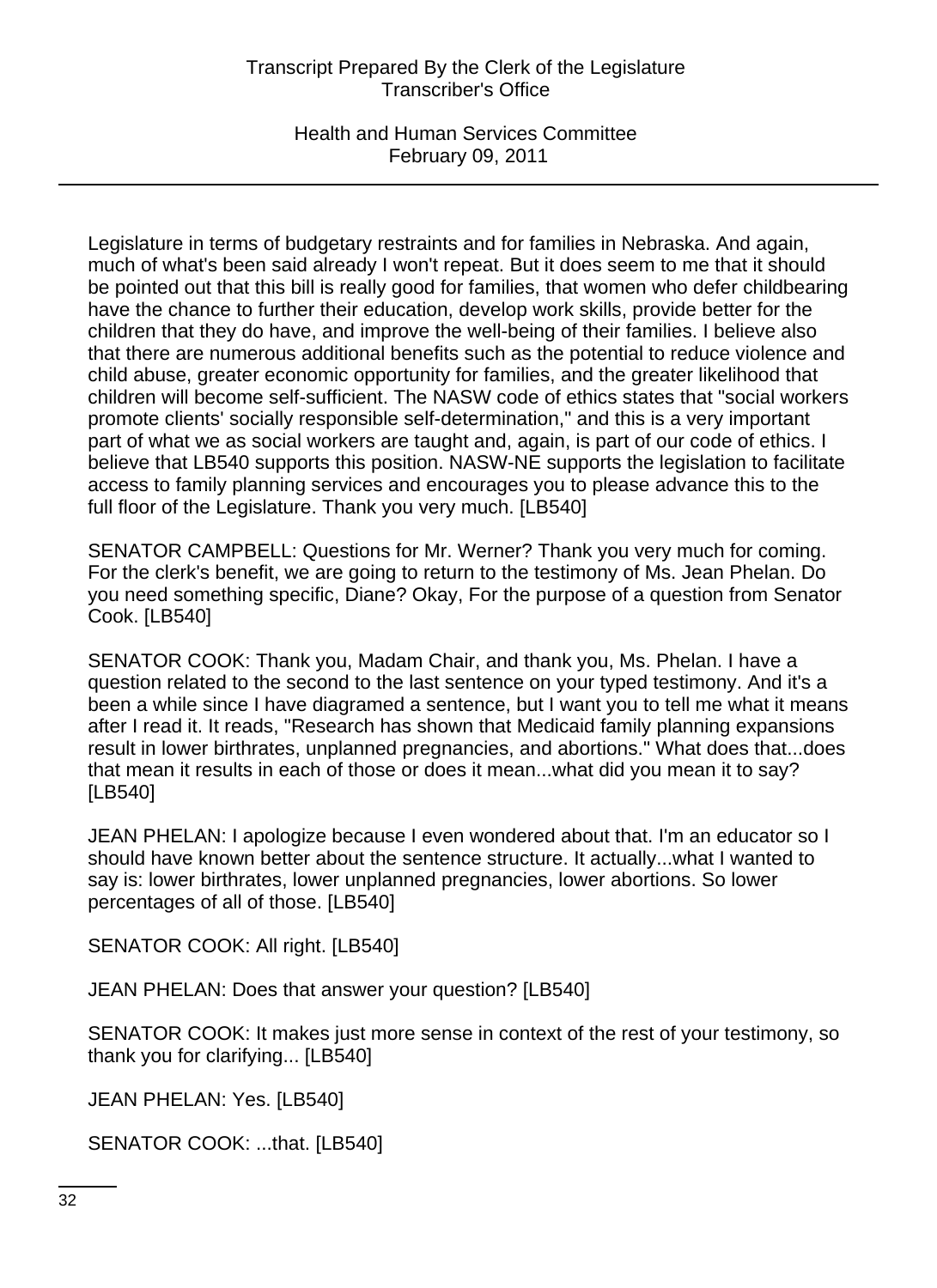Legislature in terms of budgetary restraints and for families in Nebraska. And again, much of what's been said already I won't repeat. But it does seem to me that it should be pointed out that this bill is really good for families, that women who defer childbearing have the chance to further their education, develop work skills, provide better for the children that they do have, and improve the well-being of their families. I believe also that there are numerous additional benefits such as the potential to reduce violence and child abuse, greater economic opportunity for families, and the greater likelihood that children will become self-sufficient. The NASW code of ethics states that "social workers promote clients' socially responsible self-determination," and this is a very important part of what we as social workers are taught and, again, is part of our code of ethics. I believe that LB540 supports this position. NASW-NE supports the legislation to facilitate access to family planning services and encourages you to please advance this to the full floor of the Legislature. Thank you very much. [LB540]

SENATOR CAMPBELL: Questions for Mr. Werner? Thank you very much for coming. For the clerk's benefit, we are going to return to the testimony of Ms. Jean Phelan. Do you need something specific, Diane? Okay, For the purpose of a question from Senator Cook. [LB540]

SENATOR COOK: Thank you, Madam Chair, and thank you, Ms. Phelan. I have a question related to the second to the last sentence on your typed testimony. And it's a been a while since I have diagramed a sentence, but I want you to tell me what it means after I read it. It reads, "Research has shown that Medicaid family planning expansions result in lower birthrates, unplanned pregnancies, and abortions." What does that...does that mean it results in each of those or does it mean...what did you mean it to say? [LB540]

JEAN PHELAN: I apologize because I even wondered about that. I'm an educator so I should have known better about the sentence structure. It actually...what I wanted to say is: lower birthrates, lower unplanned pregnancies, lower abortions. So lower percentages of all of those. [LB540]

SENATOR COOK: All right. [LB540]

JEAN PHELAN: Does that answer your question? [LB540]

SENATOR COOK: It makes just more sense in context of the rest of your testimony, so thank you for clarifying... [LB540]

JEAN PHELAN: Yes. [LB540]

SENATOR COOK: ...that. [LB540]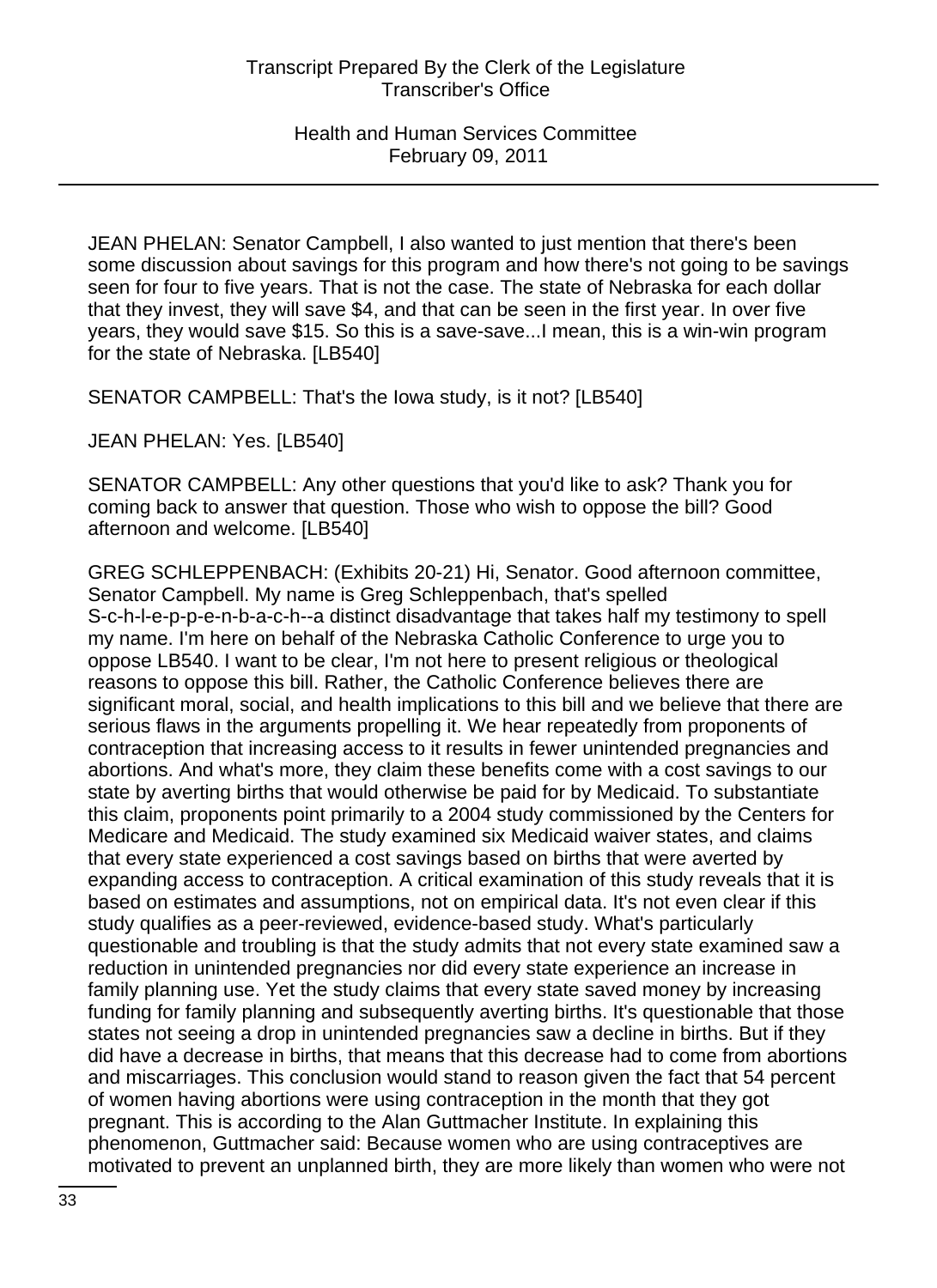JEAN PHELAN: Senator Campbell, I also wanted to just mention that there's been some discussion about savings for this program and how there's not going to be savings seen for four to five years. That is not the case. The state of Nebraska for each dollar that they invest, they will save $4, and that can be seen in the first year. In over five years, they would save $15. So this is a save-save...I mean, this is a win-win program for the state of Nebraska. [LB540]

SENATOR CAMPBELL: That's the Iowa study, is it not? [LB540]

JEAN PHELAN: Yes. [LB540]

SENATOR CAMPBELL: Any other questions that you'd like to ask? Thank you for coming back to answer that question. Those who wish to oppose the bill? Good afternoon and welcome. [LB540]

GREG SCHLEPPENBACH: (Exhibits 20-21) Hi, Senator. Good afternoon committee, Senator Campbell. My name is Greg Schleppenbach, that's spelled S-c-h-l-e-p-p-e-n-b-a-c-h--a distinct disadvantage that takes half my testimony to spell my name. I'm here on behalf of the Nebraska Catholic Conference to urge you to oppose LB540. I want to be clear, I'm not here to present religious or theological reasons to oppose this bill. Rather, the Catholic Conference believes there are significant moral, social, and health implications to this bill and we believe that there are serious flaws in the arguments propelling it. We hear repeatedly from proponents of contraception that increasing access to it results in fewer unintended pregnancies and abortions. And what's more, they claim these benefits come with a cost savings to our state by averting births that would otherwise be paid for by Medicaid. To substantiate this claim, proponents point primarily to a 2004 study commissioned by the Centers for Medicare and Medicaid. The study examined six Medicaid waiver states, and claims that every state experienced a cost savings based on births that were averted by expanding access to contraception. A critical examination of this study reveals that it is based on estimates and assumptions, not on empirical data. It's not even clear if this study qualifies as a peer-reviewed, evidence-based study. What's particularly questionable and troubling is that the study admits that not every state examined saw a reduction in unintended pregnancies nor did every state experience an increase in family planning use. Yet the study claims that every state saved money by increasing funding for family planning and subsequently averting births. It's questionable that those states not seeing a drop in unintended pregnancies saw a decline in births. But if they did have a decrease in births, that means that this decrease had to come from abortions and miscarriages. This conclusion would stand to reason given the fact that 54 percent of women having abortions were using contraception in the month that they got pregnant. This is according to the Alan Guttmacher Institute. In explaining this phenomenon, Guttmacher said: Because women who are using contraceptives are motivated to prevent an unplanned birth, they are more likely than women who were not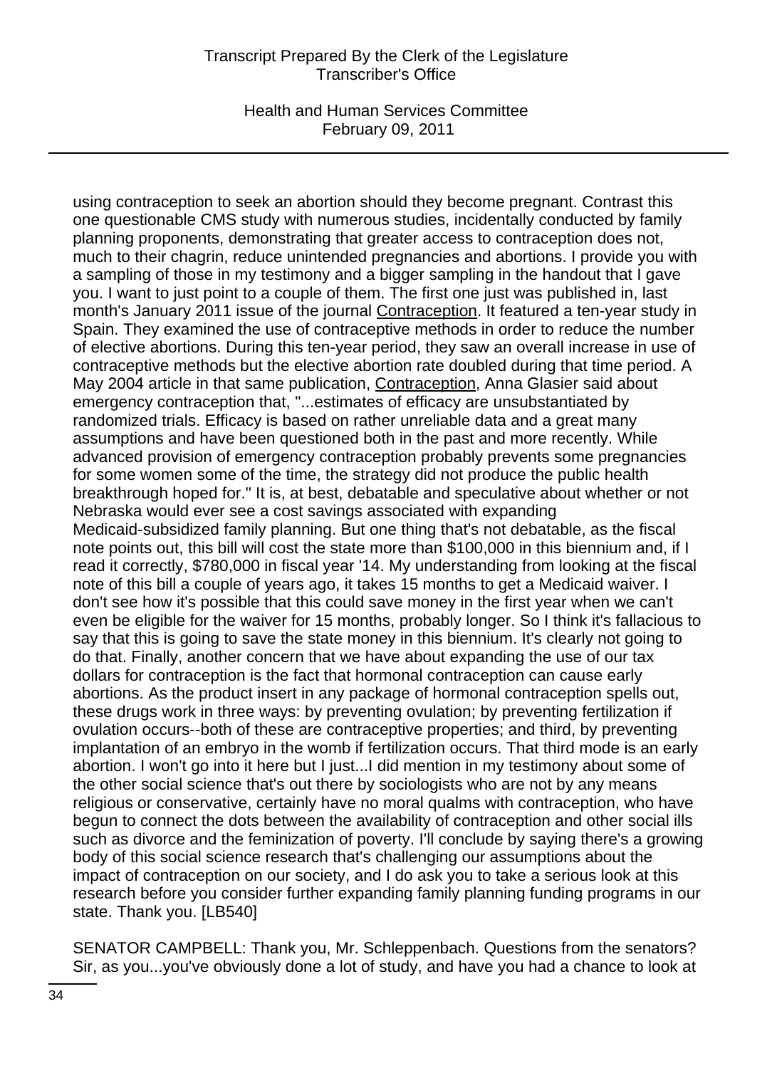using contraception to seek an abortion should they become pregnant. Contrast this one questionable CMS study with numerous studies, incidentally conducted by family planning proponents, demonstrating that greater access to contraception does not, much to their chagrin, reduce unintended pregnancies and abortions. I provide you with a sampling of those in my testimony and a bigger sampling in the handout that I gave you. I want to just point to a couple of them. The first one just was published in, last month's January 2011 issue of the journal Contraception. It featured a ten-year study in Spain. They examined the use of contraceptive methods in order to reduce the number of elective abortions. During this ten-year period, they saw an overall increase in use of contraceptive methods but the elective abortion rate doubled during that time period. A May 2004 article in that same publication, Contraception, Anna Glasier said about emergency contraception that, "...estimates of efficacy are unsubstantiated by randomized trials. Efficacy is based on rather unreliable data and a great many assumptions and have been questioned both in the past and more recently. While advanced provision of emergency contraception probably prevents some pregnancies for some women some of the time, the strategy did not produce the public health breakthrough hoped for." It is, at best, debatable and speculative about whether or not Nebraska would ever see a cost savings associated with expanding Medicaid-subsidized family planning. But one thing that's not debatable, as the fiscal note points out, this bill will cost the state more than $100,000 in this biennium and, if I read it correctly, $780,000 in fiscal year '14. My understanding from looking at the fiscal note of this bill a couple of years ago, it takes 15 months to get a Medicaid waiver. I don't see how it's possible that this could save money in the first year when we can't even be eligible for the waiver for 15 months, probably longer. So I think it's fallacious to say that this is going to save the state money in this biennium. It's clearly not going to do that. Finally, another concern that we have about expanding the use of our tax dollars for contraception is the fact that hormonal contraception can cause early abortions. As the product insert in any package of hormonal contraception spells out, these drugs work in three ways: by preventing ovulation; by preventing fertilization if ovulation occurs--both of these are contraceptive properties; and third, by preventing implantation of an embryo in the womb if fertilization occurs. That third mode is an early abortion. I won't go into it here but I just...I did mention in my testimony about some of the other social science that's out there by sociologists who are not by any means religious or conservative, certainly have no moral qualms with contraception, who have begun to connect the dots between the availability of contraception and other social ills such as divorce and the feminization of poverty. I'll conclude by saying there's a growing body of this social science research that's challenging our assumptions about the impact of contraception on our society, and I do ask you to take a serious look at this research before you consider further expanding family planning funding programs in our state. Thank you. [LB540]

SENATOR CAMPBELL: Thank you, Mr. Schleppenbach. Questions from the senators? Sir, as you...you've obviously done a lot of study, and have you had a chance to look at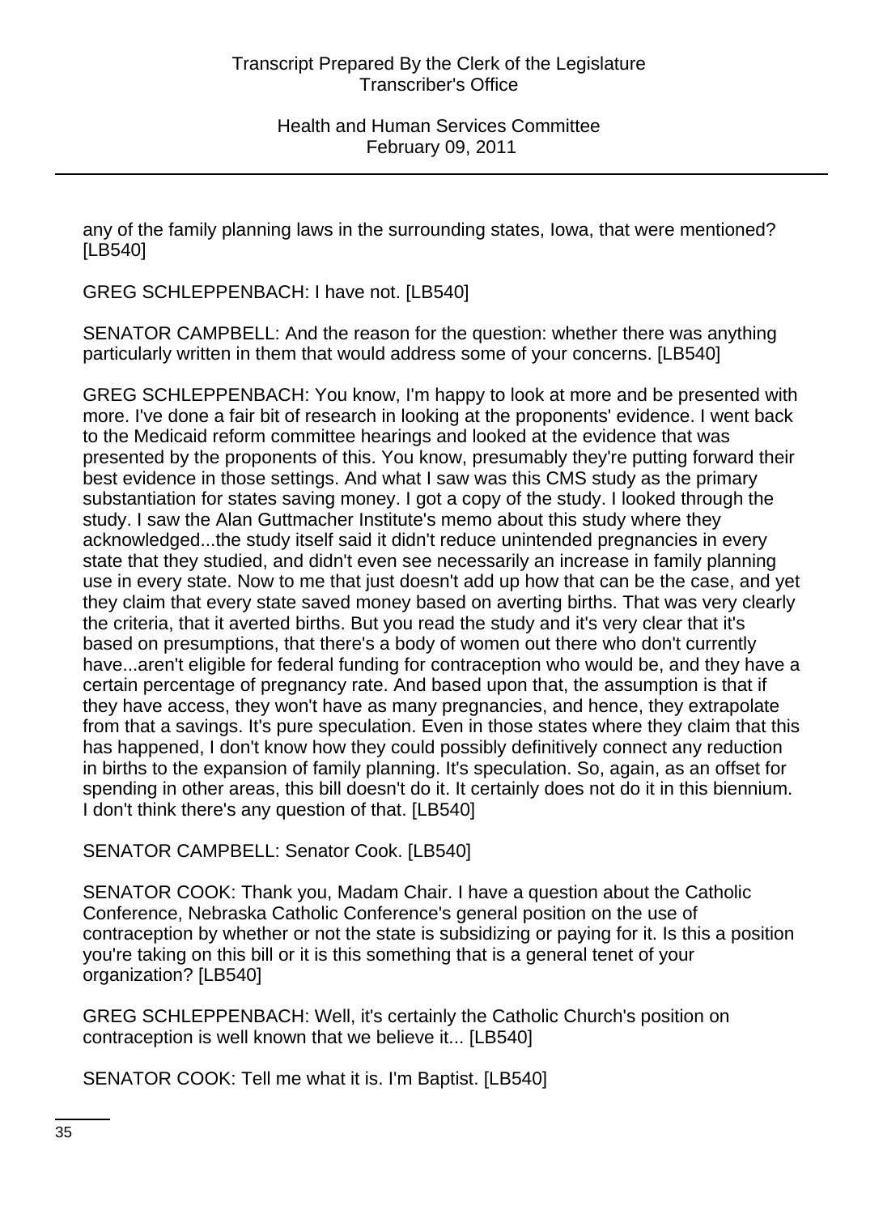any of the family planning laws in the surrounding states, Iowa, that were mentioned? [LB540]

GREG SCHLEPPENBACH: I have not. [LB540]

SENATOR CAMPBELL: And the reason for the question: whether there was anything particularly written in them that would address some of your concerns. [LB540]

GREG SCHLEPPENBACH: You know, I'm happy to look at more and be presented with more. I've done a fair bit of research in looking at the proponents' evidence. I went back to the Medicaid reform committee hearings and looked at the evidence that was presented by the proponents of this. You know, presumably they're putting forward their best evidence in those settings. And what I saw was this CMS study as the primary substantiation for states saving money. I got a copy of the study. I looked through the study. I saw the Alan Guttmacher Institute's memo about this study where they acknowledged...the study itself said it didn't reduce unintended pregnancies in every state that they studied, and didn't even see necessarily an increase in family planning use in every state. Now to me that just doesn't add up how that can be the case, and yet they claim that every state saved money based on averting births. That was very clearly the criteria, that it averted births. But you read the study and it's very clear that it's based on presumptions, that there's a body of women out there who don't currently have...aren't eligible for federal funding for contraception who would be, and they have a certain percentage of pregnancy rate. And based upon that, the assumption is that if they have access, they won't have as many pregnancies, and hence, they extrapolate from that a savings. It's pure speculation. Even in those states where they claim that this has happened, I don't know how they could possibly definitively connect any reduction in births to the expansion of family planning. It's speculation. So, again, as an offset for spending in other areas, this bill doesn't do it. It certainly does not do it in this biennium. I don't think there's any question of that. [LB540]

SENATOR CAMPBELL: Senator Cook. [LB540]

SENATOR COOK: Thank you, Madam Chair. I have a question about the Catholic Conference, Nebraska Catholic Conference's general position on the use of contraception by whether or not the state is subsidizing or paying for it. Is this a position you're taking on this bill or it is this something that is a general tenet of your organization? [LB540]

GREG SCHLEPPENBACH: Well, it's certainly the Catholic Church's position on contraception is well known that we believe it... [LB540]

SENATOR COOK: Tell me what it is. I'm Baptist. [LB540]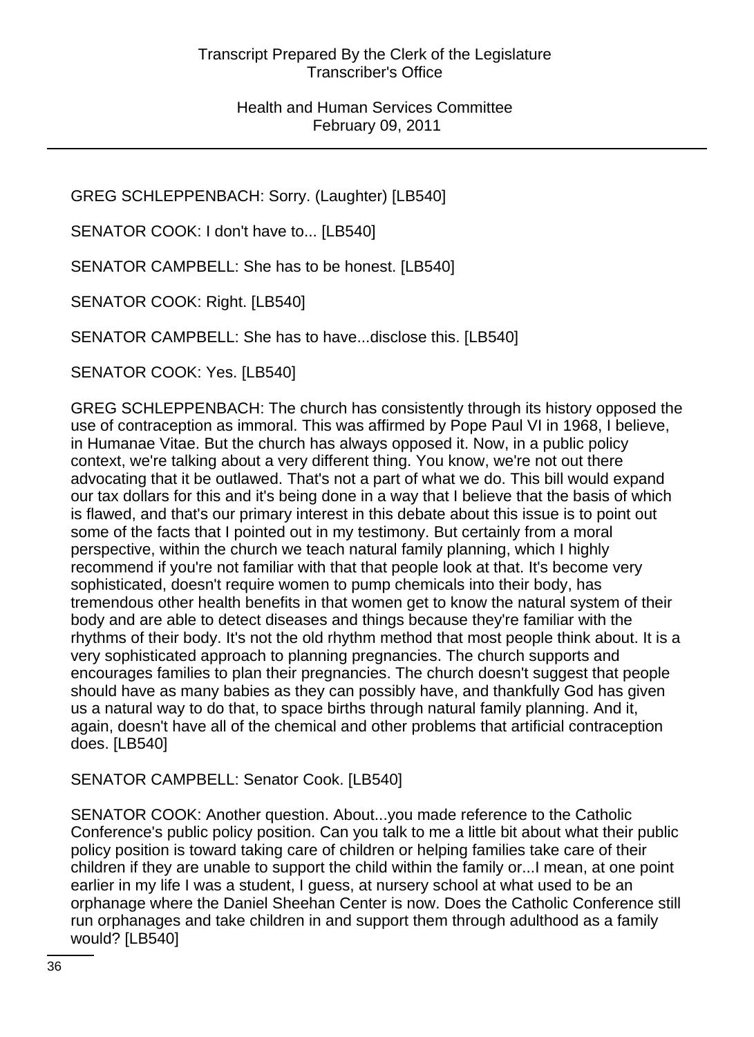GREG SCHLEPPENBACH: Sorry. (Laughter) [LB540]

SENATOR COOK: I don't have to... [LB540]

SENATOR CAMPBELL: She has to be honest. [LB540]

SENATOR COOK: Right. [LB540]

SENATOR CAMPBELL: She has to have...disclose this. [LB540]

SENATOR COOK: Yes. [LB540]

GREG SCHLEPPENBACH: The church has consistently through its history opposed the use of contraception as immoral. This was affirmed by Pope Paul VI in 1968, I believe, in Humanae Vitae. But the church has always opposed it. Now, in a public policy context, we're talking about a very different thing. You know, we're not out there advocating that it be outlawed. That's not a part of what we do. This bill would expand our tax dollars for this and it's being done in a way that I believe that the basis of which is flawed, and that's our primary interest in this debate about this issue is to point out some of the facts that I pointed out in my testimony. But certainly from a moral perspective, within the church we teach natural family planning, which I highly recommend if you're not familiar with that that people look at that. It's become very sophisticated, doesn't require women to pump chemicals into their body, has tremendous other health benefits in that women get to know the natural system of their body and are able to detect diseases and things because they're familiar with the rhythms of their body. It's not the old rhythm method that most people think about. It is a very sophisticated approach to planning pregnancies. The church supports and encourages families to plan their pregnancies. The church doesn't suggest that people should have as many babies as they can possibly have, and thankfully God has given us a natural way to do that, to space births through natural family planning. And it, again, doesn't have all of the chemical and other problems that artificial contraception does. [LB540]

SENATOR CAMPBELL: Senator Cook. [LB540]

SENATOR COOK: Another question. About...you made reference to the Catholic Conference's public policy position. Can you talk to me a little bit about what their public policy position is toward taking care of children or helping families take care of their children if they are unable to support the child within the family or...I mean, at one point earlier in my life I was a student, I guess, at nursery school at what used to be an orphanage where the Daniel Sheehan Center is now. Does the Catholic Conference still run orphanages and take children in and support them through adulthood as a family would? [LB540]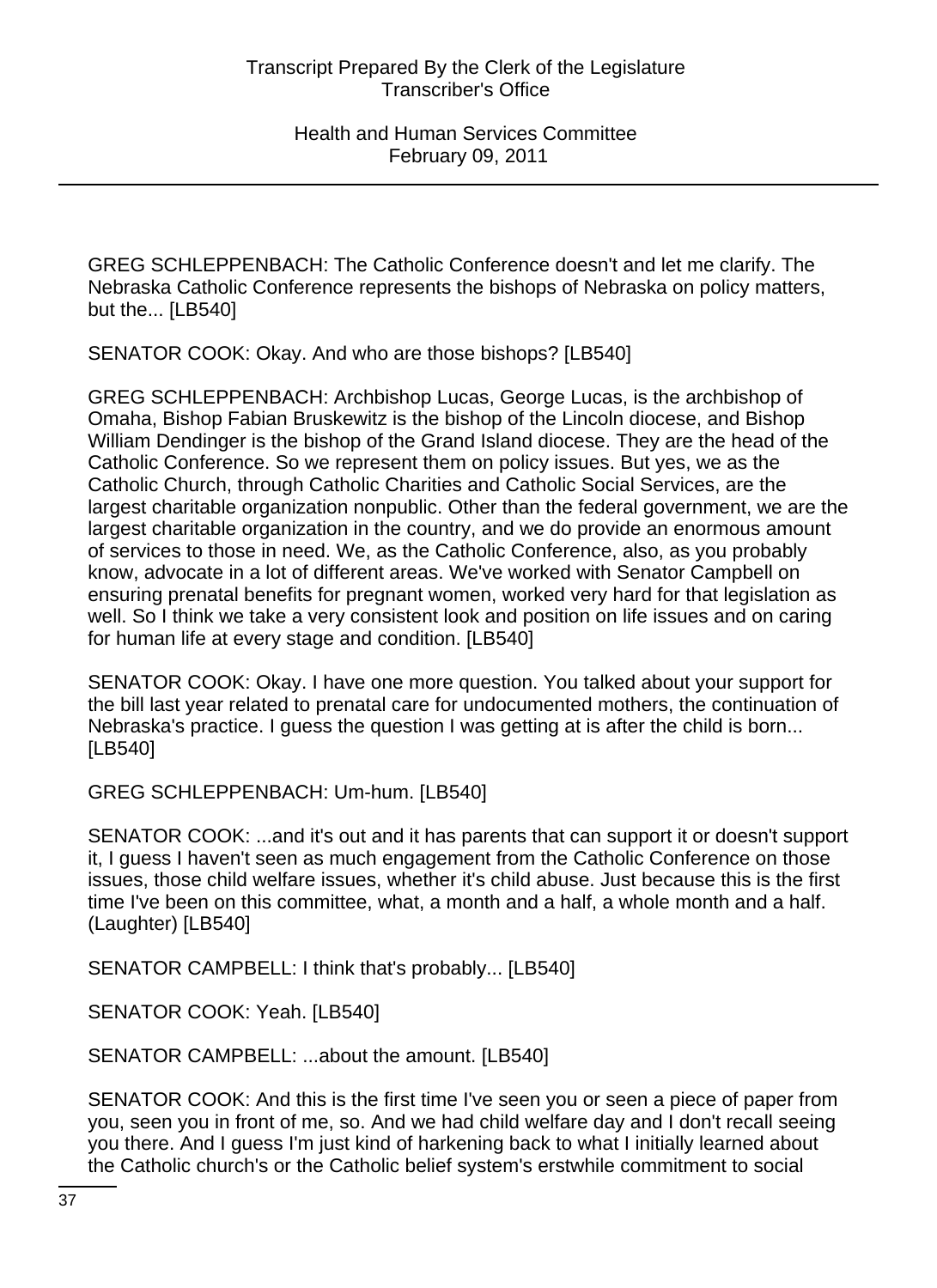GREG SCHLEPPENBACH: The Catholic Conference doesn't and let me clarify. The Nebraska Catholic Conference represents the bishops of Nebraska on policy matters, but the... [LB540]

SENATOR COOK: Okay. And who are those bishops? [LB540]

GREG SCHLEPPENBACH: Archbishop Lucas, George Lucas, is the archbishop of Omaha, Bishop Fabian Bruskewitz is the bishop of the Lincoln diocese, and Bishop William Dendinger is the bishop of the Grand Island diocese. They are the head of the Catholic Conference. So we represent them on policy issues. But yes, we as the Catholic Church, through Catholic Charities and Catholic Social Services, are the largest charitable organization nonpublic. Other than the federal government, we are the largest charitable organization in the country, and we do provide an enormous amount of services to those in need. We, as the Catholic Conference, also, as you probably know, advocate in a lot of different areas. We've worked with Senator Campbell on ensuring prenatal benefits for pregnant women, worked very hard for that legislation as well. So I think we take a very consistent look and position on life issues and on caring for human life at every stage and condition. [LB540]

SENATOR COOK: Okay. I have one more question. You talked about your support for the bill last year related to prenatal care for undocumented mothers, the continuation of Nebraska's practice. I guess the question I was getting at is after the child is born... [LB540]

GREG SCHLEPPENBACH: Um-hum. [LB540]

SENATOR COOK: ...and it's out and it has parents that can support it or doesn't support it, I guess I haven't seen as much engagement from the Catholic Conference on those issues, those child welfare issues, whether it's child abuse. Just because this is the first time I've been on this committee, what, a month and a half, a whole month and a half. (Laughter) [LB540]

SENATOR CAMPBELL: I think that's probably... [LB540]

SENATOR COOK: Yeah. [LB540]

SENATOR CAMPBELL: ...about the amount. [LB540]

SENATOR COOK: And this is the first time I've seen you or seen a piece of paper from you, seen you in front of me, so. And we had child welfare day and I don't recall seeing you there. And I guess I'm just kind of harkening back to what I initially learned about the Catholic church's or the Catholic belief system's erstwhile commitment to social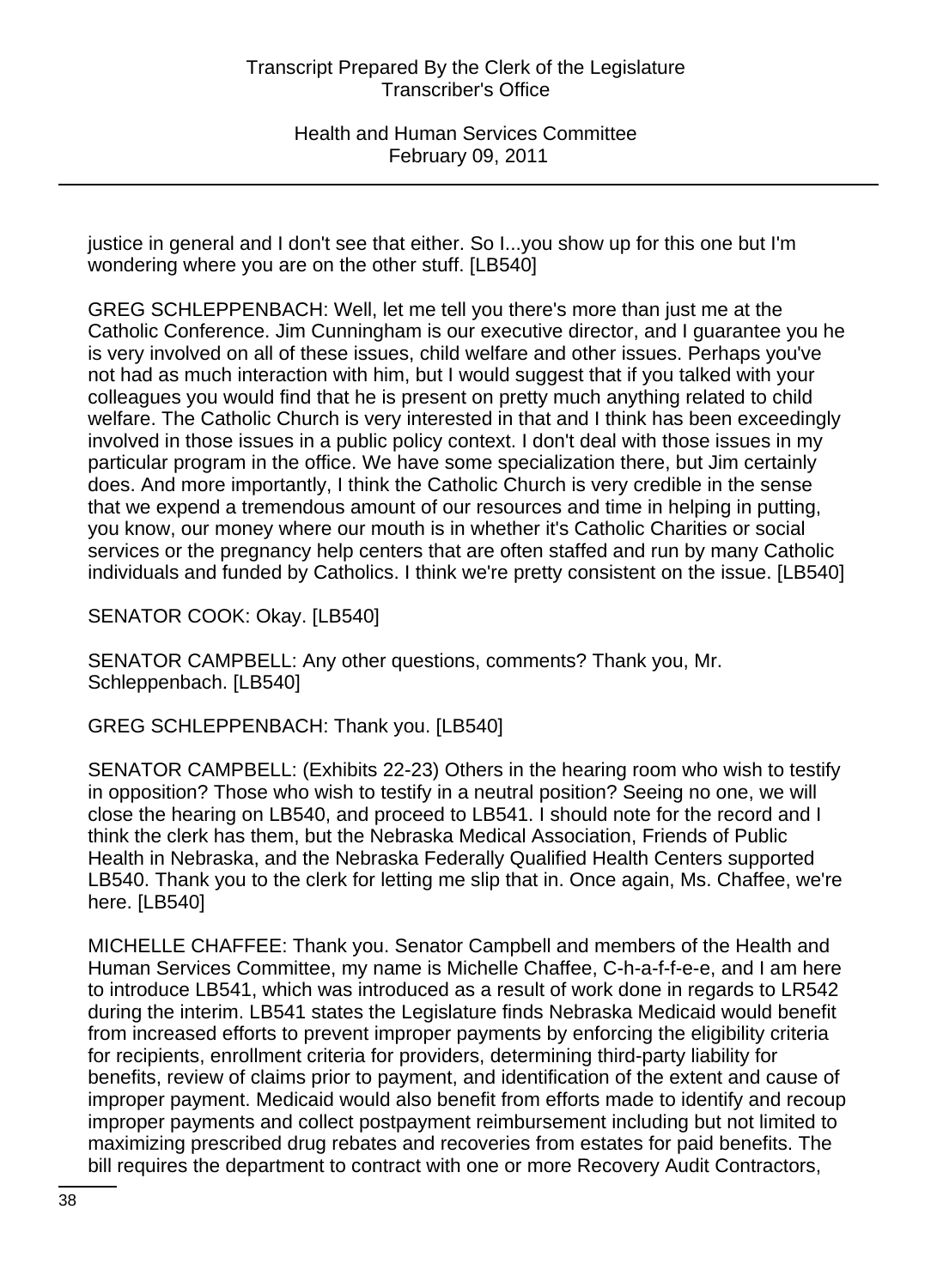justice in general and I don't see that either. So I...you show up for this one but I'm wondering where you are on the other stuff. [LB540]

GREG SCHLEPPENBACH: Well, let me tell you there's more than just me at the Catholic Conference. Jim Cunningham is our executive director, and I guarantee you he is very involved on all of these issues, child welfare and other issues. Perhaps you've not had as much interaction with him, but I would suggest that if you talked with your colleagues you would find that he is present on pretty much anything related to child welfare. The Catholic Church is very interested in that and I think has been exceedingly involved in those issues in a public policy context. I don't deal with those issues in my particular program in the office. We have some specialization there, but Jim certainly does. And more importantly, I think the Catholic Church is very credible in the sense that we expend a tremendous amount of our resources and time in helping in putting, you know, our money where our mouth is in whether it's Catholic Charities or social services or the pregnancy help centers that are often staffed and run by many Catholic individuals and funded by Catholics. I think we're pretty consistent on the issue. [LB540]

SENATOR COOK: Okay. [LB540]

SENATOR CAMPBELL: Any other questions, comments? Thank you, Mr. Schleppenbach. [LB540]

GREG SCHLEPPENBACH: Thank you. [LB540]

SENATOR CAMPBELL: (Exhibits 22-23) Others in the hearing room who wish to testify in opposition? Those who wish to testify in a neutral position? Seeing no one, we will close the hearing on LB540, and proceed to LB541. I should note for the record and I think the clerk has them, but the Nebraska Medical Association, Friends of Public Health in Nebraska, and the Nebraska Federally Qualified Health Centers supported LB540. Thank you to the clerk for letting me slip that in. Once again, Ms. Chaffee, we're here. [LB540]

MICHELLE CHAFFEE: Thank you. Senator Campbell and members of the Health and Human Services Committee, my name is Michelle Chaffee, C-h-a-f-f-e-e, and I am here to introduce LB541, which was introduced as a result of work done in regards to LR542 during the interim. LB541 states the Legislature finds Nebraska Medicaid would benefit from increased efforts to prevent improper payments by enforcing the eligibility criteria for recipients, enrollment criteria for providers, determining third-party liability for benefits, review of claims prior to payment, and identification of the extent and cause of improper payment. Medicaid would also benefit from efforts made to identify and recoup improper payments and collect postpayment reimbursement including but not limited to maximizing prescribed drug rebates and recoveries from estates for paid benefits. The bill requires the department to contract with one or more Recovery Audit Contractors,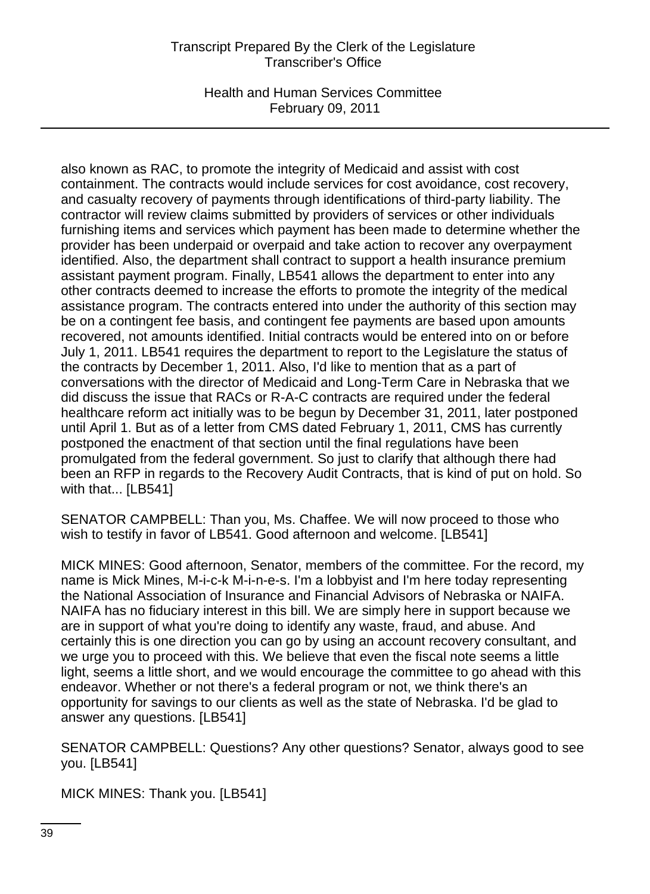also known as RAC, to promote the integrity of Medicaid and assist with cost containment. The contracts would include services for cost avoidance, cost recovery, and casualty recovery of payments through identifications of third-party liability. The contractor will review claims submitted by providers of services or other individuals furnishing items and services which payment has been made to determine whether the provider has been underpaid or overpaid and take action to recover any overpayment identified. Also, the department shall contract to support a health insurance premium assistant payment program. Finally, LB541 allows the department to enter into any other contracts deemed to increase the efforts to promote the integrity of the medical assistance program. The contracts entered into under the authority of this section may be on a contingent fee basis, and contingent fee payments are based upon amounts recovered, not amounts identified. Initial contracts would be entered into on or before July 1, 2011. LB541 requires the department to report to the Legislature the status of the contracts by December 1, 2011. Also, I'd like to mention that as a part of conversations with the director of Medicaid and Long-Term Care in Nebraska that we did discuss the issue that RACs or R-A-C contracts are required under the federal healthcare reform act initially was to be begun by December 31, 2011, later postponed until April 1. But as of a letter from CMS dated February 1, 2011, CMS has currently postponed the enactment of that section until the final regulations have been promulgated from the federal government. So just to clarify that although there had been an RFP in regards to the Recovery Audit Contracts, that is kind of put on hold. So with that... [LB541]

SENATOR CAMPBELL: Than you, Ms. Chaffee. We will now proceed to those who wish to testify in favor of LB541. Good afternoon and welcome. [LB541]

MICK MINES: Good afternoon, Senator, members of the committee. For the record, my name is Mick Mines, M-i-c-k M-i-n-e-s. I'm a lobbyist and I'm here today representing the National Association of Insurance and Financial Advisors of Nebraska or NAIFA. NAIFA has no fiduciary interest in this bill. We are simply here in support because we are in support of what you're doing to identify any waste, fraud, and abuse. And certainly this is one direction you can go by using an account recovery consultant, and we urge you to proceed with this. We believe that even the fiscal note seems a little light, seems a little short, and we would encourage the committee to go ahead with this endeavor. Whether or not there's a federal program or not, we think there's an opportunity for savings to our clients as well as the state of Nebraska. I'd be glad to answer any questions. [LB541]

SENATOR CAMPBELL: Questions? Any other questions? Senator, always good to see you. [LB541]

MICK MINES: Thank you. [LB541]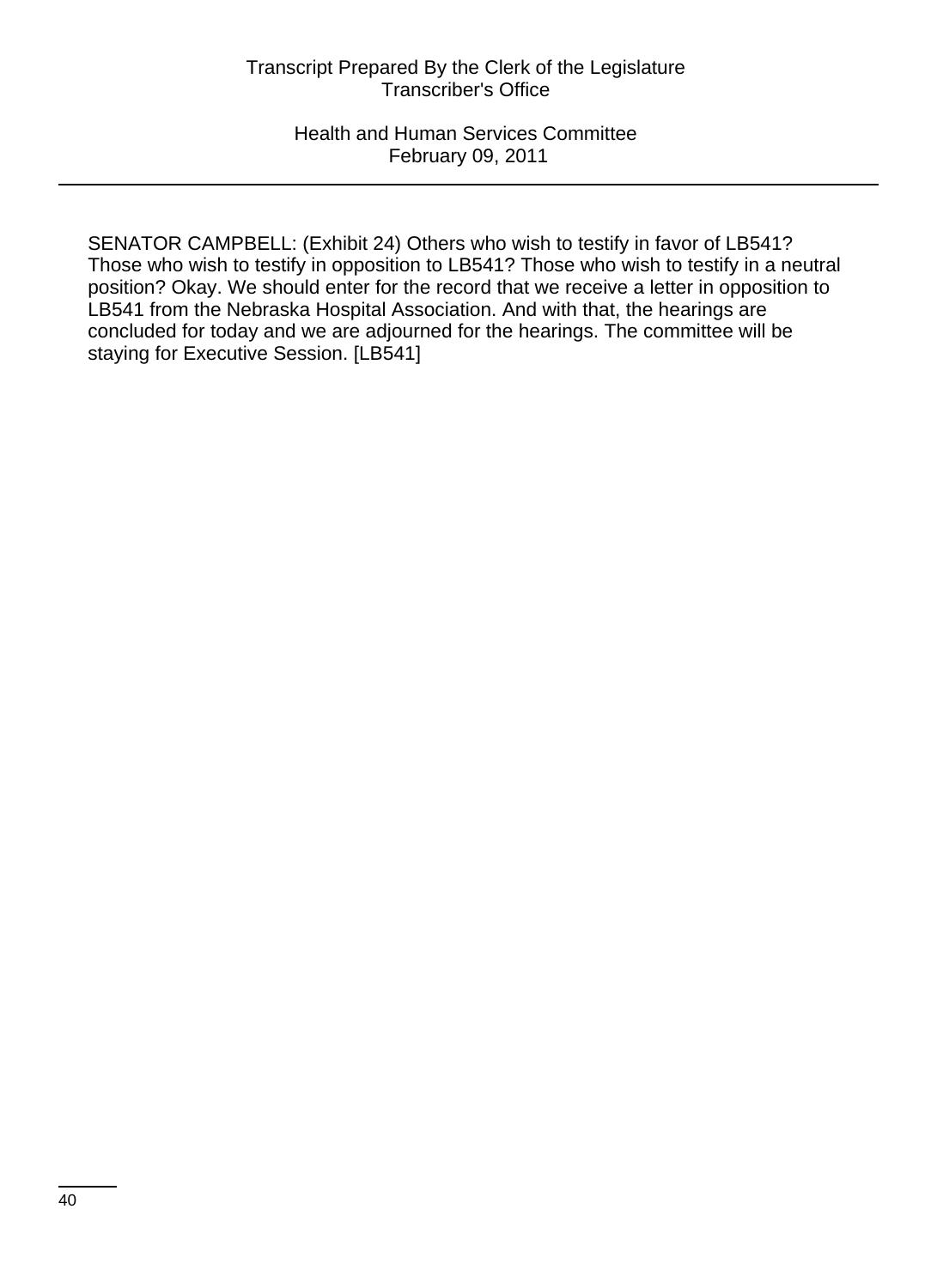SENATOR CAMPBELL: (Exhibit 24) Others who wish to testify in favor of LB541? Those who wish to testify in opposition to LB541? Those who wish to testify in a neutral position? Okay. We should enter for the record that we receive a letter in opposition to LB541 from the Nebraska Hospital Association. And with that, the hearings are concluded for today and we are adjourned for the hearings. The committee will be staying for Executive Session. [LB541]